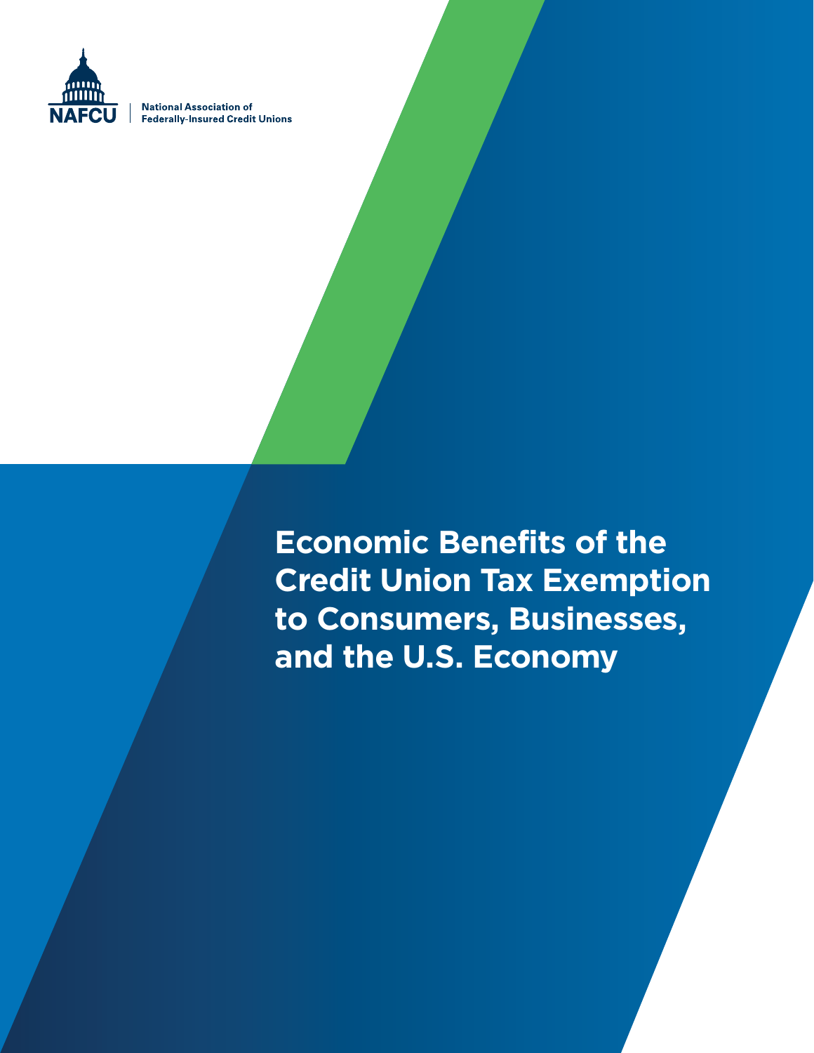NAFCU | National Association of Federally-Insured Credit Unions

# Economic Benefits of the Credit Union Tax Exemption to Consumers, Businesses, and the U.S. Economy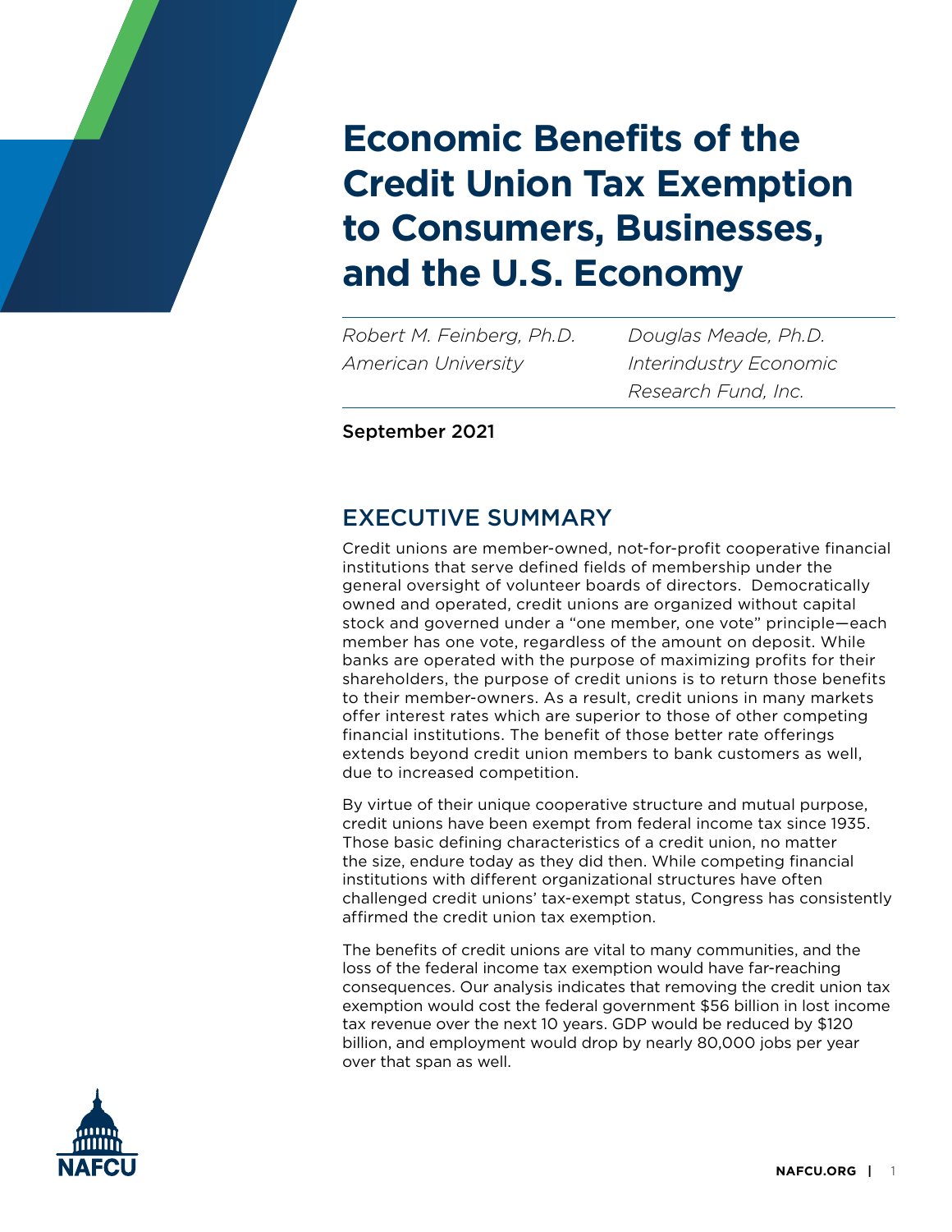# Economic Benefits of the Credit Union Tax Exemption to Consumers, Businesses, and the U.S. Economy

*Robert M. Feinberg, Ph.D.*
*American University*

*Douglas Meade, Ph.D.*
*Interindustry Economic Research Fund, Inc.*

September 2021

## EXECUTIVE SUMMARY

Credit unions are member-owned, not-for-profit cooperative financial institutions that serve defined fields of membership under the general oversight of volunteer boards of directors. Democratically owned and operated, credit unions are organized without capital stock and governed under a "one member, one vote" principle—each member has one vote, regardless of the amount on deposit. While banks are operated with the purpose of maximizing profits for their shareholders, the purpose of credit unions is to return those benefits to their member-owners. As a result, credit unions in many markets offer interest rates which are superior to those of other competing financial institutions. The benefit of those better rate offerings extends beyond credit union members to bank customers as well, due to increased competition.

By virtue of their unique cooperative structure and mutual purpose, credit unions have been exempt from federal income tax since 1935. Those basic defining characteristics of a credit union, no matter the size, endure today as they did then. While competing financial institutions with different organizational structures have often challenged credit unions' tax-exempt status, Congress has consistently affirmed the credit union tax exemption.

The benefits of credit unions are vital to many communities, and the loss of the federal income tax exemption would have far-reaching consequences. Our analysis indicates that removing the credit union tax exemption would cost the federal government $56 billion in lost income tax revenue over the next 10 years. GDP would be reduced by $120 billion, and employment would drop by nearly 80,000 jobs per year over that span as well.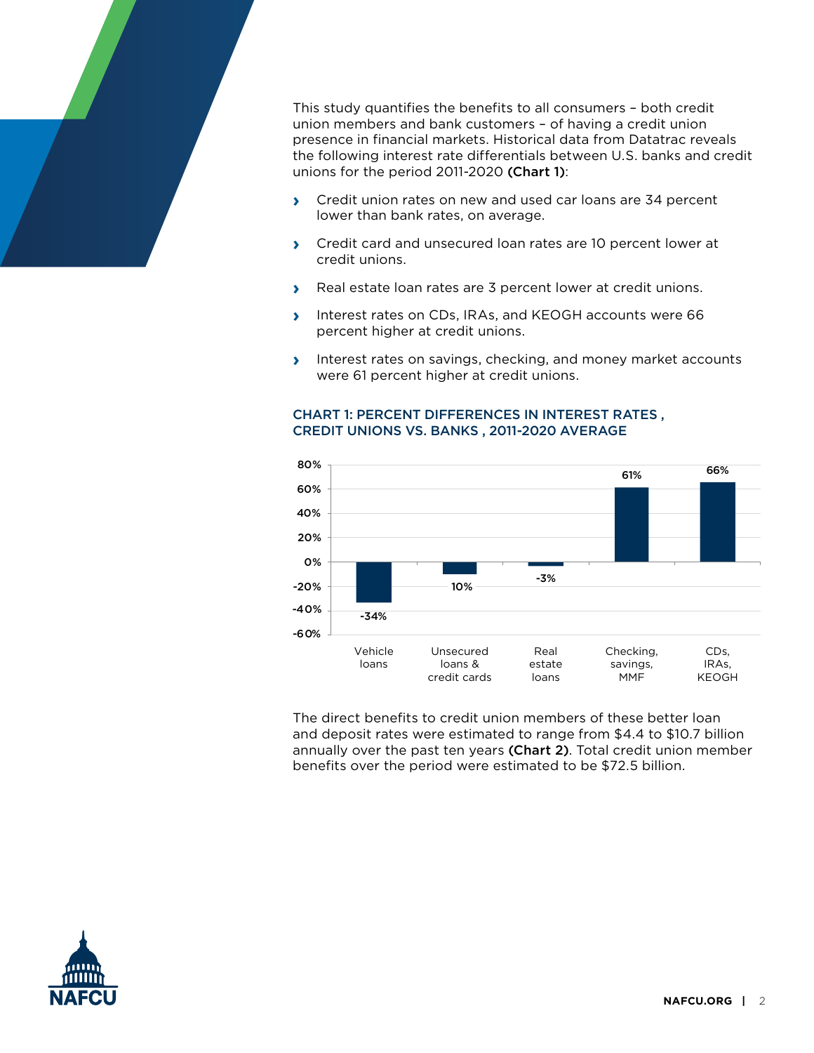This study quantifies the benefits to all consumers – both credit union members and bank customers – of having a credit union presence in financial markets. Historical data from Datatrac reveals the following interest rate differentials between U.S. banks and credit unions for the period 2011-2020 **(Chart 1)**:

- Credit union rates on new and used car loans are 34 percent lower than bank rates, on average.
- Credit card and unsecured loan rates are 10 percent lower at credit unions.
- Real estate loan rates are 3 percent lower at credit unions.
- Interest rates on CDs, IRAs, and KEOGH accounts were 66 percent higher at credit unions.
- Interest rates on savings, checking, and money market accounts were 61 percent higher at credit unions.

### CHART 1: PERCENT DIFFERENCES IN INTEREST RATES , CREDIT UNIONS VS. BANKS , 2011-2020 AVERAGE

| Category | Percent difference |
|---|---|
| Vehicle loans | -34% |
| Unsecured loans & credit cards | 10% |
| Real estate loans | -3% |
| Checking, savings, MMF | 61% |
| CDs, IRAs, KEOGH | 66% |

The direct benefits to credit union members of these better loan and deposit rates were estimated to range from $4.4 to $10.7 billion annually over the past ten years **(Chart 2)**. Total credit union member benefits over the period were estimated to be $72.5 billion.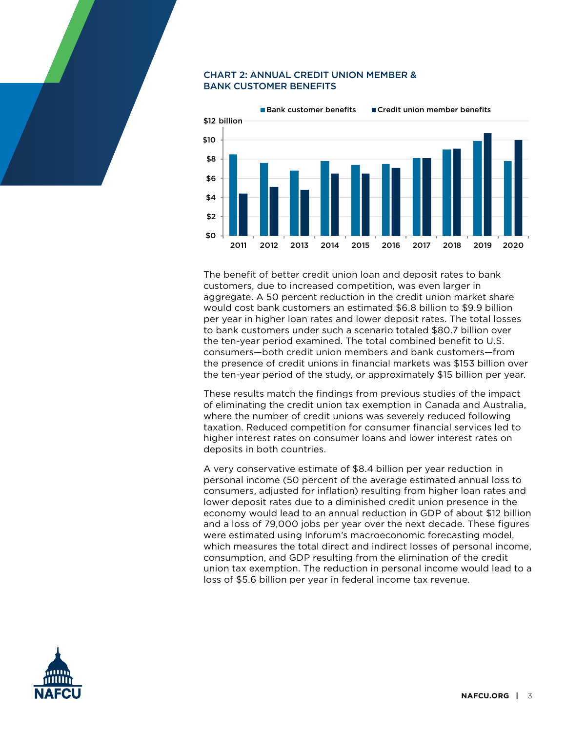### CHART 2: ANNUAL CREDIT UNION MEMBER & BANK CUSTOMER BENEFITS

The benefit of better credit union loan and deposit rates to bank customers, due to increased competition, was even larger in aggregate. A 50 percent reduction in the credit union market share would cost bank customers an estimated $6.8 billion to $9.9 billion per year in higher loan rates and lower deposit rates. The total losses to bank customers under such a scenario totaled $80.7 billion over the ten-year period examined. The total combined benefit to U.S. consumers—both credit union members and bank customers—from the presence of credit unions in financial markets was $153 billion over the ten-year period of the study, or approximately $15 billion per year.

These results match the findings from previous studies of the impact of eliminating the credit union tax exemption in Canada and Australia, where the number of credit unions was severely reduced following taxation. Reduced competition for consumer financial services led to higher interest rates on consumer loans and lower interest rates on deposits in both countries.

A very conservative estimate of $8.4 billion per year reduction in personal income (50 percent of the average estimated annual loss to consumers, adjusted for inflation) resulting from higher loan rates and lower deposit rates due to a diminished credit union presence in the economy would lead to an annual reduction in GDP of about $12 billion and a loss of 79,000 jobs per year over the next decade. These figures were estimated using Inforum's macroeconomic forecasting model, which measures the total direct and indirect losses of personal income, consumption, and GDP resulting from the elimination of the credit union tax exemption. The reduction in personal income would lead to a loss of $5.6 billion per year in federal income tax revenue.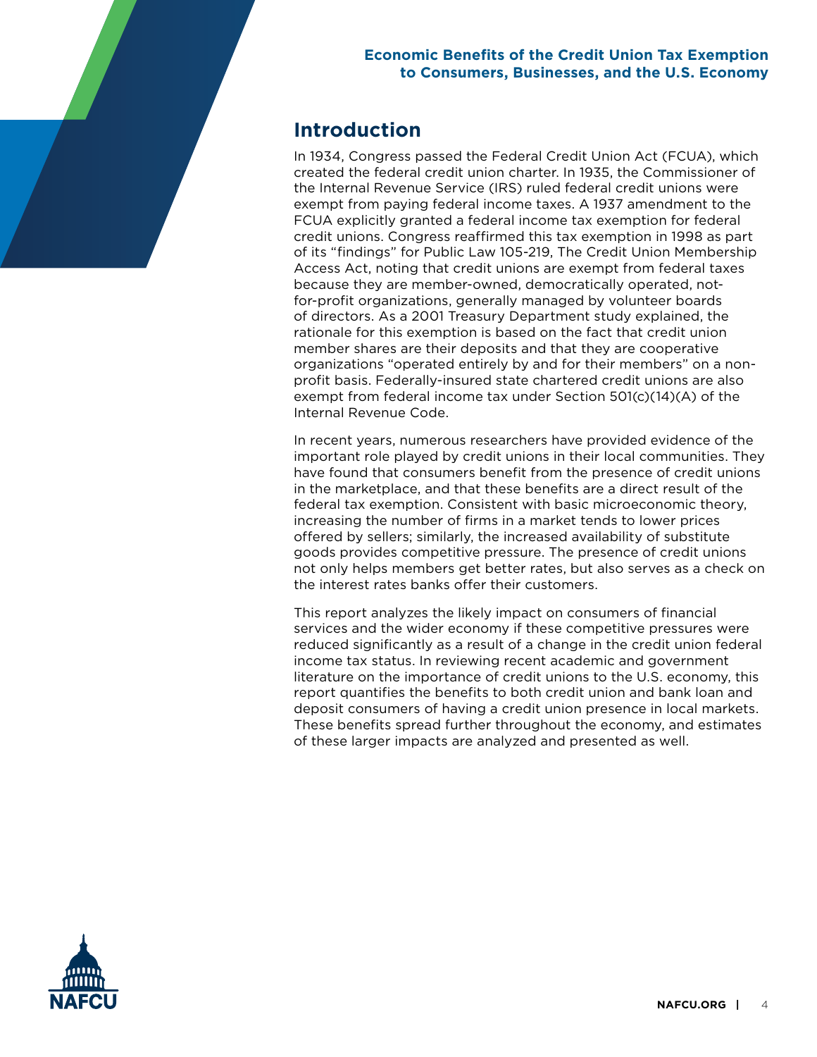## Introduction

In 1934, Congress passed the Federal Credit Union Act (FCUA), which created the federal credit union charter. In 1935, the Commissioner of the Internal Revenue Service (IRS) ruled federal credit unions were exempt from paying federal income taxes. A 1937 amendment to the FCUA explicitly granted a federal income tax exemption for federal credit unions. Congress reaffirmed this tax exemption in 1998 as part of its "findings" for Public Law 105-219, The Credit Union Membership Access Act, noting that credit unions are exempt from federal taxes because they are member-owned, democratically operated, not-for-profit organizations, generally managed by volunteer boards of directors. As a 2001 Treasury Department study explained, the rationale for this exemption is based on the fact that credit union member shares are their deposits and that they are cooperative organizations "operated entirely by and for their members" on a non-profit basis. Federally-insured state chartered credit unions are also exempt from federal income tax under Section 501(c)(14)(A) of the Internal Revenue Code.

In recent years, numerous researchers have provided evidence of the important role played by credit unions in their local communities. They have found that consumers benefit from the presence of credit unions in the marketplace, and that these benefits are a direct result of the federal tax exemption. Consistent with basic microeconomic theory, increasing the number of firms in a market tends to lower prices offered by sellers; similarly, the increased availability of substitute goods provides competitive pressure. The presence of credit unions not only helps members get better rates, but also serves as a check on the interest rates banks offer their customers.

This report analyzes the likely impact on consumers of financial services and the wider economy if these competitive pressures were reduced significantly as a result of a change in the credit union federal income tax status. In reviewing recent academic and government literature on the importance of credit unions to the U.S. economy, this report quantifies the benefits to both credit union and bank loan and deposit consumers of having a credit union presence in local markets. These benefits spread further throughout the economy, and estimates of these larger impacts are analyzed and presented as well.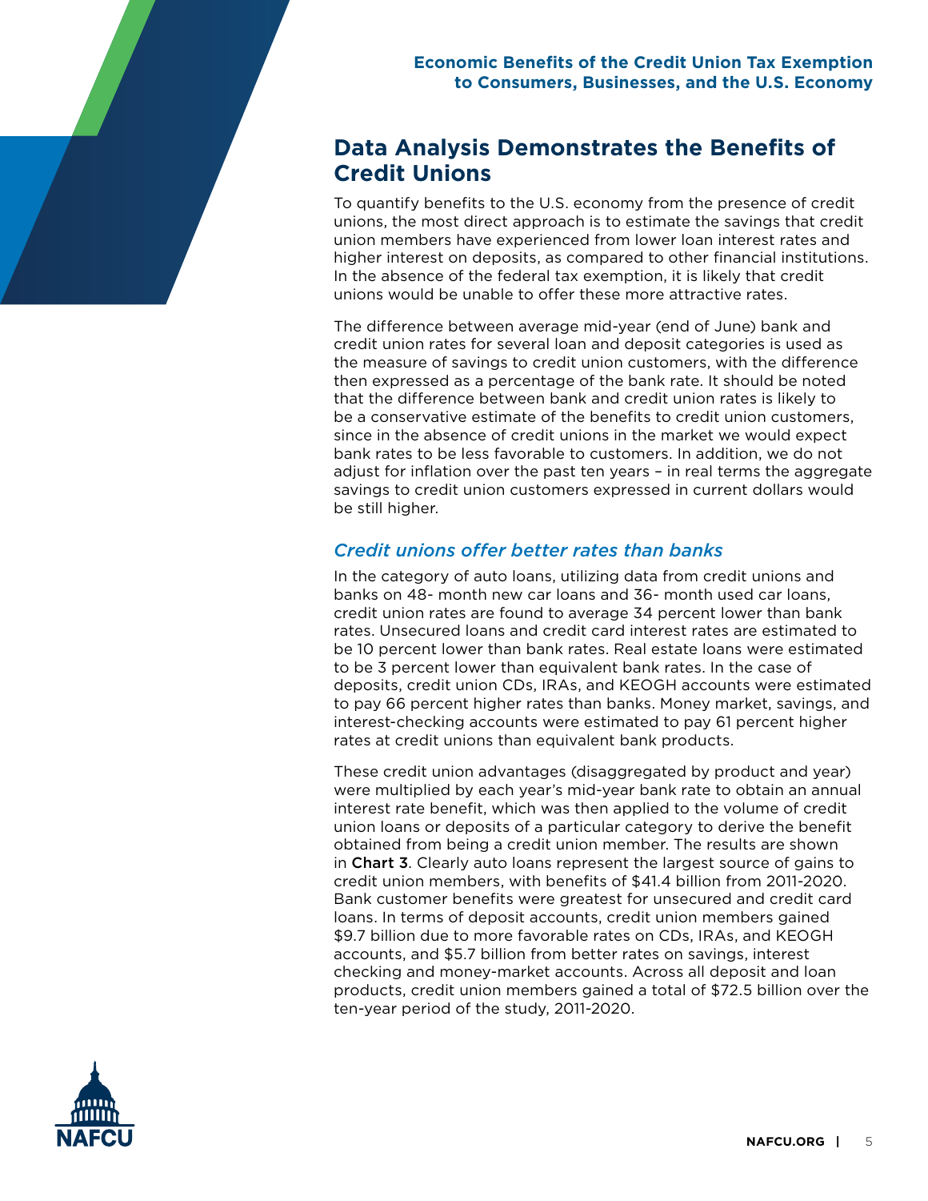## Data Analysis Demonstrates the Benefits of Credit Unions

To quantify benefits to the U.S. economy from the presence of credit unions, the most direct approach is to estimate the savings that credit union members have experienced from lower loan interest rates and higher interest on deposits, as compared to other financial institutions. In the absence of the federal tax exemption, it is likely that credit unions would be unable to offer these more attractive rates.

The difference between average mid-year (end of June) bank and credit union rates for several loan and deposit categories is used as the measure of savings to credit union customers, with the difference then expressed as a percentage of the bank rate. It should be noted that the difference between bank and credit union rates is likely to be a conservative estimate of the benefits to credit union customers, since in the absence of credit unions in the market we would expect bank rates to be less favorable to customers. In addition, we do not adjust for inflation over the past ten years – in real terms the aggregate savings to credit union customers expressed in current dollars would be still higher.

### *Credit unions offer better rates than banks*

In the category of auto loans, utilizing data from credit unions and banks on 48- month new car loans and 36- month used car loans, credit union rates are found to average 34 percent lower than bank rates. Unsecured loans and credit card interest rates are estimated to be 10 percent lower than bank rates. Real estate loans were estimated to be 3 percent lower than equivalent bank rates. In the case of deposits, credit union CDs, IRAs, and KEOGH accounts were estimated to pay 66 percent higher rates than banks. Money market, savings, and interest-checking accounts were estimated to pay 61 percent higher rates at credit unions than equivalent bank products.

These credit union advantages (disaggregated by product and year) were multiplied by each year's mid-year bank rate to obtain an annual interest rate benefit, which was then applied to the volume of credit union loans or deposits of a particular category to derive the benefit obtained from being a credit union member. The results are shown in **Chart 3**. Clearly auto loans represent the largest source of gains to credit union members, with benefits of $41.4 billion from 2011-2020. Bank customer benefits were greatest for unsecured and credit card loans. In terms of deposit accounts, credit union members gained $9.7 billion due to more favorable rates on CDs, IRAs, and KEOGH accounts, and $5.7 billion from better rates on savings, interest checking and money-market accounts. Across all deposit and loan products, credit union members gained a total of $72.5 billion over the ten-year period of the study, 2011-2020.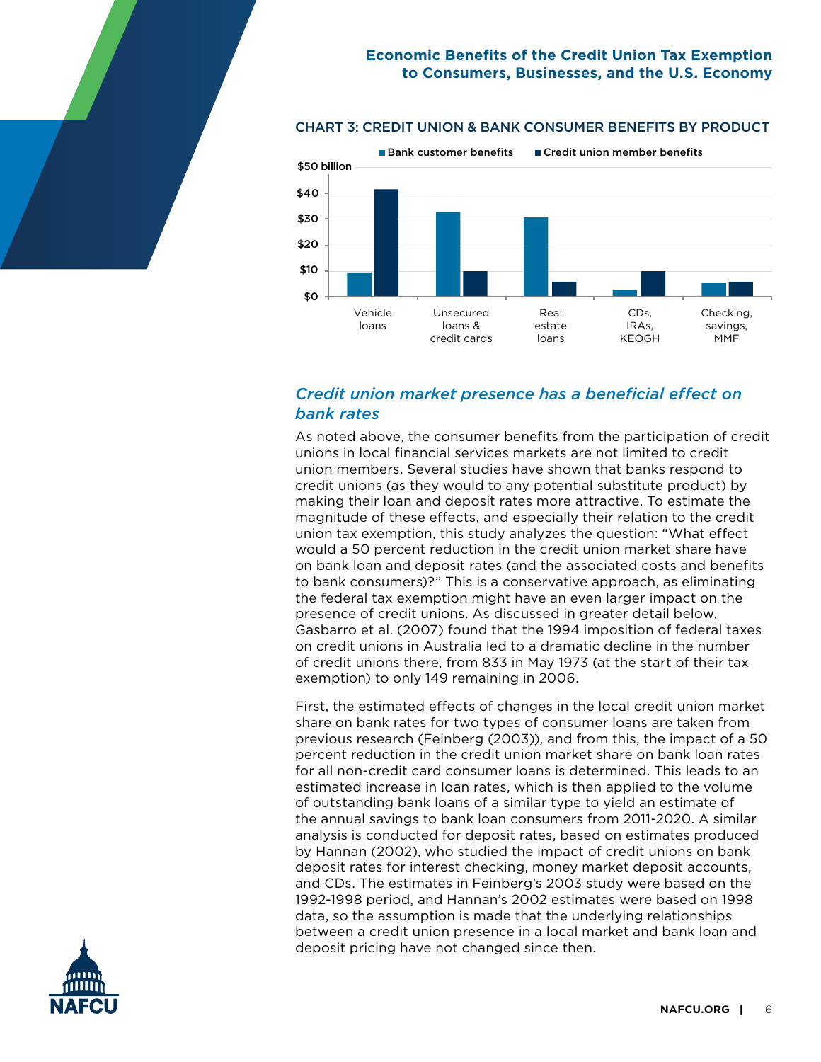CHART 3: CREDIT UNION & BANK CONSUMER BENEFITS BY PRODUCT

## Credit union market presence has a beneficial effect on bank rates

As noted above, the consumer benefits from the participation of credit unions in local financial services markets are not limited to credit union members. Several studies have shown that banks respond to credit unions (as they would to any potential substitute product) by making their loan and deposit rates more attractive. To estimate the magnitude of these effects, and especially their relation to the credit union tax exemption, this study analyzes the question: "What effect would a 50 percent reduction in the credit union market share have on bank loan and deposit rates (and the associated costs and benefits to bank consumers)?" This is a conservative approach, as eliminating the federal tax exemption might have an even larger impact on the presence of credit unions. As discussed in greater detail below, Gasbarro et al. (2007) found that the 1994 imposition of federal taxes on credit unions in Australia led to a dramatic decline in the number of credit unions there, from 833 in May 1973 (at the start of their tax exemption) to only 149 remaining in 2006.

First, the estimated effects of changes in the local credit union market share on bank rates for two types of consumer loans are taken from previous research (Feinberg (2003)), and from this, the impact of a 50 percent reduction in the credit union market share on bank loan rates for all non-credit card consumer loans is determined. This leads to an estimated increase in loan rates, which is then applied to the volume of outstanding bank loans of a similar type to yield an estimate of the annual savings to bank loan consumers from 2011-2020. A similar analysis is conducted for deposit rates, based on estimates produced by Hannan (2002), who studied the impact of credit unions on bank deposit rates for interest checking, money market deposit accounts, and CDs. The estimates in Feinberg's 2003 study were based on the 1992-1998 period, and Hannan's 2002 estimates were based on 1998 data, so the assumption is made that the underlying relationships between a credit union presence in a local market and bank loan and deposit pricing have not changed since then.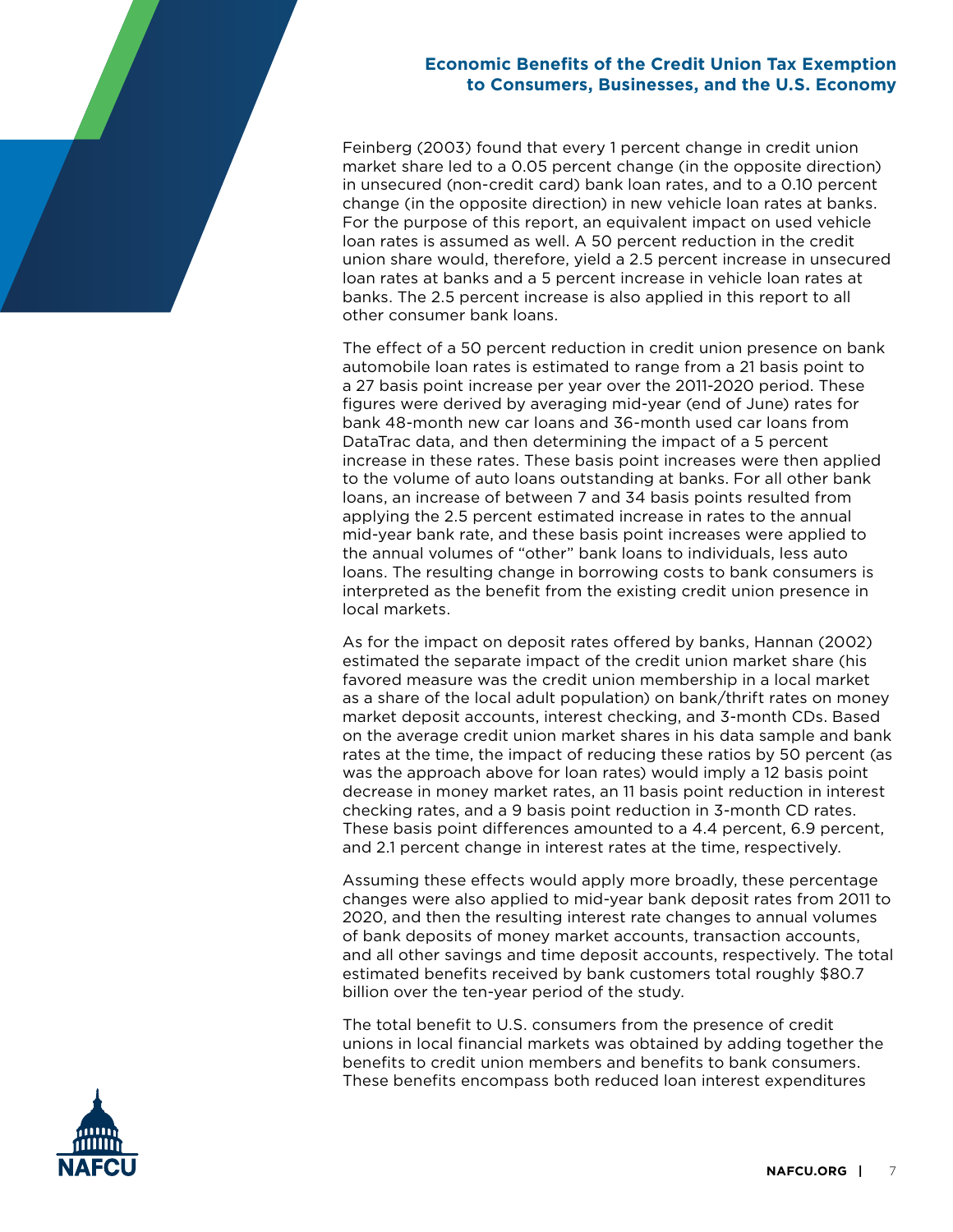Feinberg (2003) found that every 1 percent change in credit union market share led to a 0.05 percent change (in the opposite direction) in unsecured (non-credit card) bank loan rates, and to a 0.10 percent change (in the opposite direction) in new vehicle loan rates at banks. For the purpose of this report, an equivalent impact on used vehicle loan rates is assumed as well. A 50 percent reduction in the credit union share would, therefore, yield a 2.5 percent increase in unsecured loan rates at banks and a 5 percent increase in vehicle loan rates at banks. The 2.5 percent increase is also applied in this report to all other consumer bank loans.

The effect of a 50 percent reduction in credit union presence on bank automobile loan rates is estimated to range from a 21 basis point to a 27 basis point increase per year over the 2011-2020 period. These figures were derived by averaging mid-year (end of June) rates for bank 48-month new car loans and 36-month used car loans from DataTrac data, and then determining the impact of a 5 percent increase in these rates. These basis point increases were then applied to the volume of auto loans outstanding at banks. For all other bank loans, an increase of between 7 and 34 basis points resulted from applying the 2.5 percent estimated increase in rates to the annual mid-year bank rate, and these basis point increases were applied to the annual volumes of "other" bank loans to individuals, less auto loans. The resulting change in borrowing costs to bank consumers is interpreted as the benefit from the existing credit union presence in local markets.

As for the impact on deposit rates offered by banks, Hannan (2002) estimated the separate impact of the credit union market share (his favored measure was the credit union membership in a local market as a share of the local adult population) on bank/thrift rates on money market deposit accounts, interest checking, and 3-month CDs. Based on the average credit union market shares in his data sample and bank rates at the time, the impact of reducing these ratios by 50 percent (as was the approach above for loan rates) would imply a 12 basis point decrease in money market rates, an 11 basis point reduction in interest checking rates, and a 9 basis point reduction in 3-month CD rates. These basis point differences amounted to a 4.4 percent, 6.9 percent, and 2.1 percent change in interest rates at the time, respectively.

Assuming these effects would apply more broadly, these percentage changes were also applied to mid-year bank deposit rates from 2011 to 2020, and then the resulting interest rate changes to annual volumes of bank deposits of money market accounts, transaction accounts, and all other savings and time deposit accounts, respectively. The total estimated benefits received by bank customers total roughly $80.7 billion over the ten-year period of the study.

The total benefit to U.S. consumers from the presence of credit unions in local financial markets was obtained by adding together the benefits to credit union members and benefits to bank consumers. These benefits encompass both reduced loan interest expenditures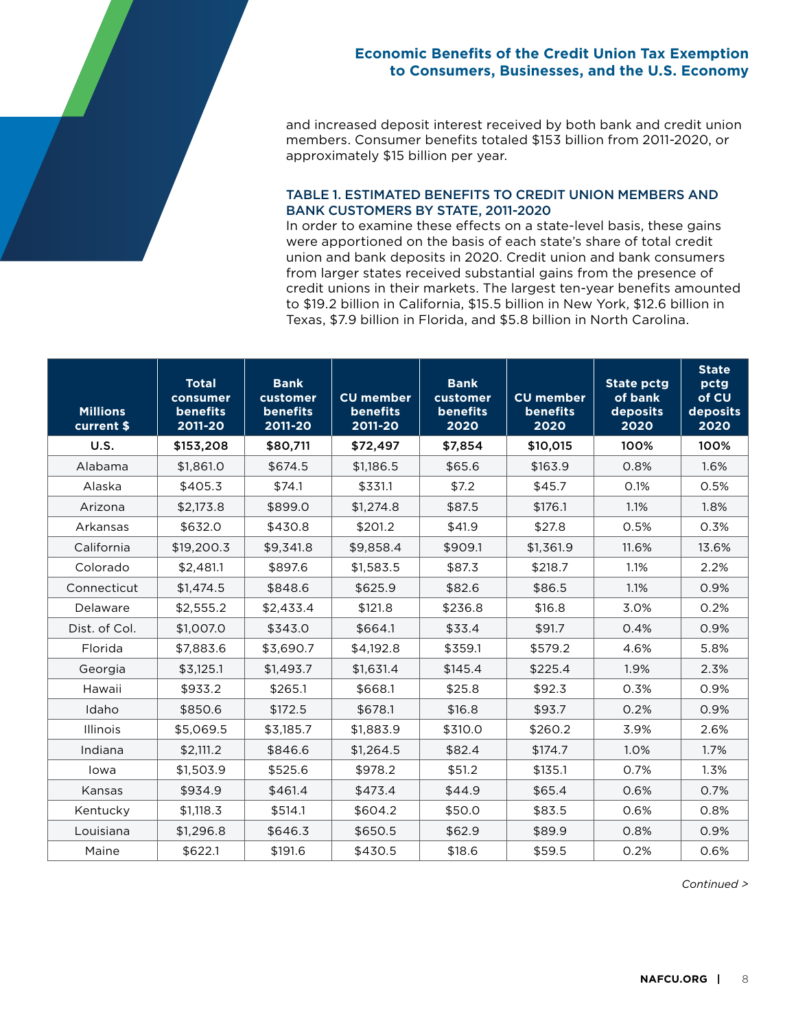and increased deposit interest received by both bank and credit union members. Consumer benefits totaled $153 billion from 2011-2020, or approximately $15 billion per year.

### TABLE 1. ESTIMATED BENEFITS TO CREDIT UNION MEMBERS AND BANK CUSTOMERS BY STATE, 2011-2020

In order to examine these effects on a state-level basis, these gains were apportioned on the basis of each state's share of total credit union and bank deposits in 2020. Credit union and bank consumers from larger states received substantial gains from the presence of credit unions in their markets. The largest ten-year benefits amounted to $19.2 billion in California, $15.5 billion in New York, $12.6 billion in Texas, $7.9 billion in Florida, and $5.8 billion in North Carolina.

| Millions current $ | Total consumer benefits 2011-20 | Bank customer benefits 2011-20 | CU member benefits 2011-20 | Bank customer benefits 2020 | CU member benefits 2020 | State pctg of bank deposits 2020 | State pctg of CU deposits 2020 |
|---|---|---|---|---|---|---|---|
| **U.S.** | **$153,208** | **$80,711** | **$72,497** | **$7,854** | **$10,015** | **100%** | **100%** |
| Alabama | $1,861.0 | $674.5 | $1,186.5 | $65.6 | $163.9 | 0.8% | 1.6% |
| Alaska | $405.3 | $74.1 | $331.1 | $7.2 | $45.7 | 0.1% | 0.5% |
| Arizona | $2,173.8 | $899.0 | $1,274.8 | $87.5 | $176.1 | 1.1% | 1.8% |
| Arkansas | $632.0 | $430.8 | $201.2 | $41.9 | $27.8 | 0.5% | 0.3% |
| California | $19,200.3 | $9,341.8 | $9,858.4 | $909.1 | $1,361.9 | 11.6% | 13.6% |
| Colorado | $2,481.1 | $897.6 | $1,583.5 | $87.3 | $218.7 | 1.1% | 2.2% |
| Connecticut | $1,474.5 | $848.6 | $625.9 | $82.6 | $86.5 | 1.1% | 0.9% |
| Delaware | $2,555.2 | $2,433.4 | $121.8 | $236.8 | $16.8 | 3.0% | 0.2% |
| Dist. of Col. | $1,007.0 | $343.0 | $664.1 | $33.4 | $91.7 | 0.4% | 0.9% |
| Florida | $7,883.6 | $3,690.7 | $4,192.8 | $359.1 | $579.2 | 4.6% | 5.8% |
| Georgia | $3,125.1 | $1,493.7 | $1,631.4 | $145.4 | $225.4 | 1.9% | 2.3% |
| Hawaii | $933.2 | $265.1 | $668.1 | $25.8 | $92.3 | 0.3% | 0.9% |
| Idaho | $850.6 | $172.5 | $678.1 | $16.8 | $93.7 | 0.2% | 0.9% |
| Illinois | $5,069.5 | $3,185.7 | $1,883.9 | $310.0 | $260.2 | 3.9% | 2.6% |
| Indiana | $2,111.2 | $846.6 | $1,264.5 | $82.4 | $174.7 | 1.0% | 1.7% |
| Iowa | $1,503.9 | $525.6 | $978.2 | $51.2 | $135.1 | 0.7% | 1.3% |
| Kansas | $934.9 | $461.4 | $473.4 | $44.9 | $65.4 | 0.6% | 0.7% |
| Kentucky | $1,118.3 | $514.1 | $604.2 | $50.0 | $83.5 | 0.6% | 0.8% |
| Louisiana | $1,296.8 | $646.3 | $650.5 | $62.9 | $89.9 | 0.8% | 0.9% |
| Maine | $622.1 | $191.6 | $430.5 | $18.6 | $59.5 | 0.2% | 0.6% |

*Continued >*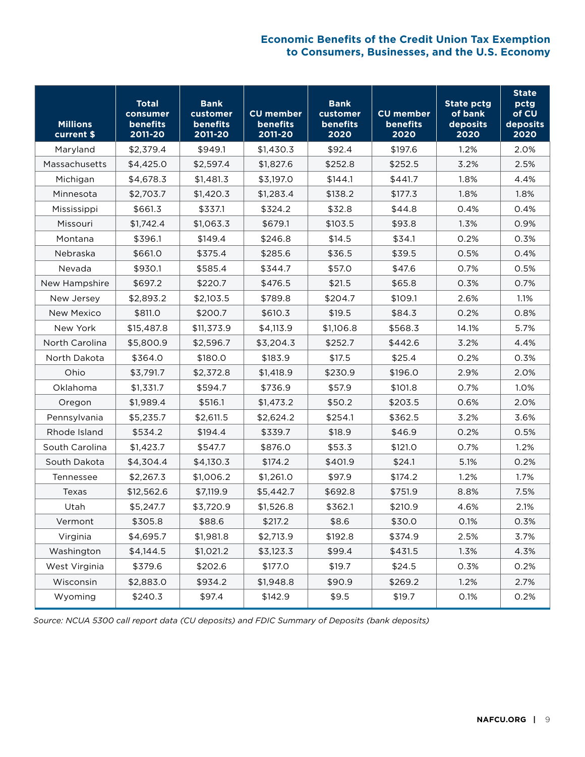| Millions current $ | Total consumer benefits 2011-20 | Bank customer benefits 2011-20 | CU member benefits 2011-20 | Bank customer benefits 2020 | CU member benefits 2020 | State pctg of bank deposits 2020 | State pctg of CU deposits 2020 |
|---|---|---|---|---|---|---|---|
| Maryland | $2,379.4 | $949.1 | $1,430.3 | $92.4 | $197.6 | 1.2% | 2.0% |
| Massachusetts | $4,425.0 | $2,597.4 | $1,827.6 | $252.8 | $252.5 | 3.2% | 2.5% |
| Michigan | $4,678.3 | $1,481.3 | $3,197.0 | $144.1 | $441.7 | 1.8% | 4.4% |
| Minnesota | $2,703.7 | $1,420.3 | $1,283.4 | $138.2 | $177.3 | 1.8% | 1.8% |
| Mississippi | $661.3 | $337.1 | $324.2 | $32.8 | $44.8 | 0.4% | 0.4% |
| Missouri | $1,742.4 | $1,063.3 | $679.1 | $103.5 | $93.8 | 1.3% | 0.9% |
| Montana | $396.1 | $149.4 | $246.8 | $14.5 | $34.1 | 0.2% | 0.3% |
| Nebraska | $661.0 | $375.4 | $285.6 | $36.5 | $39.5 | 0.5% | 0.4% |
| Nevada | $930.1 | $585.4 | $344.7 | $57.0 | $47.6 | 0.7% | 0.5% |
| New Hampshire | $697.2 | $220.7 | $476.5 | $21.5 | $65.8 | 0.3% | 0.7% |
| New Jersey | $2,893.2 | $2,103.5 | $789.8 | $204.7 | $109.1 | 2.6% | 1.1% |
| New Mexico | $811.0 | $200.7 | $610.3 | $19.5 | $84.3 | 0.2% | 0.8% |
| New York | $15,487.8 | $11,373.9 | $4,113.9 | $1,106.8 | $568.3 | 14.1% | 5.7% |
| North Carolina | $5,800.9 | $2,596.7 | $3,204.3 | $252.7 | $442.6 | 3.2% | 4.4% |
| North Dakota | $364.0 | $180.0 | $183.9 | $17.5 | $25.4 | 0.2% | 0.3% |
| Ohio | $3,791.7 | $2,372.8 | $1,418.9 | $230.9 | $196.0 | 2.9% | 2.0% |
| Oklahoma | $1,331.7 | $594.7 | $736.9 | $57.9 | $101.8 | 0.7% | 1.0% |
| Oregon | $1,989.4 | $516.1 | $1,473.2 | $50.2 | $203.5 | 0.6% | 2.0% |
| Pennsylvania | $5,235.7 | $2,611.5 | $2,624.2 | $254.1 | $362.5 | 3.2% | 3.6% |
| Rhode Island | $534.2 | $194.4 | $339.7 | $18.9 | $46.9 | 0.2% | 0.5% |
| South Carolina | $1,423.7 | $547.7 | $876.0 | $53.3 | $121.0 | 0.7% | 1.2% |
| South Dakota | $4,304.4 | $4,130.3 | $174.2 | $401.9 | $24.1 | 5.1% | 0.2% |
| Tennessee | $2,267.3 | $1,006.2 | $1,261.0 | $97.9 | $174.2 | 1.2% | 1.7% |
| Texas | $12,562.6 | $7,119.9 | $5,442.7 | $692.8 | $751.9 | 8.8% | 7.5% |
| Utah | $5,247.7 | $3,720.9 | $1,526.8 | $362.1 | $210.9 | 4.6% | 2.1% |
| Vermont | $305.8 | $88.6 | $217.2 | $8.6 | $30.0 | 0.1% | 0.3% |
| Virginia | $4,695.7 | $1,981.8 | $2,713.9 | $192.8 | $374.9 | 2.5% | 3.7% |
| Washington | $4,144.5 | $1,021.2 | $3,123.3 | $99.4 | $431.5 | 1.3% | 4.3% |
| West Virginia | $379.6 | $202.6 | $177.0 | $19.7 | $24.5 | 0.3% | 0.2% |
| Wisconsin | $2,883.0 | $934.2 | $1,948.8 | $90.9 | $269.2 | 1.2% | 2.7% |
| Wyoming | $240.3 | $97.4 | $142.9 | $9.5 | $19.7 | 0.1% | 0.2% |

*Source: NCUA 5300 call report data (CU deposits) and FDIC Summary of Deposits (bank deposits)*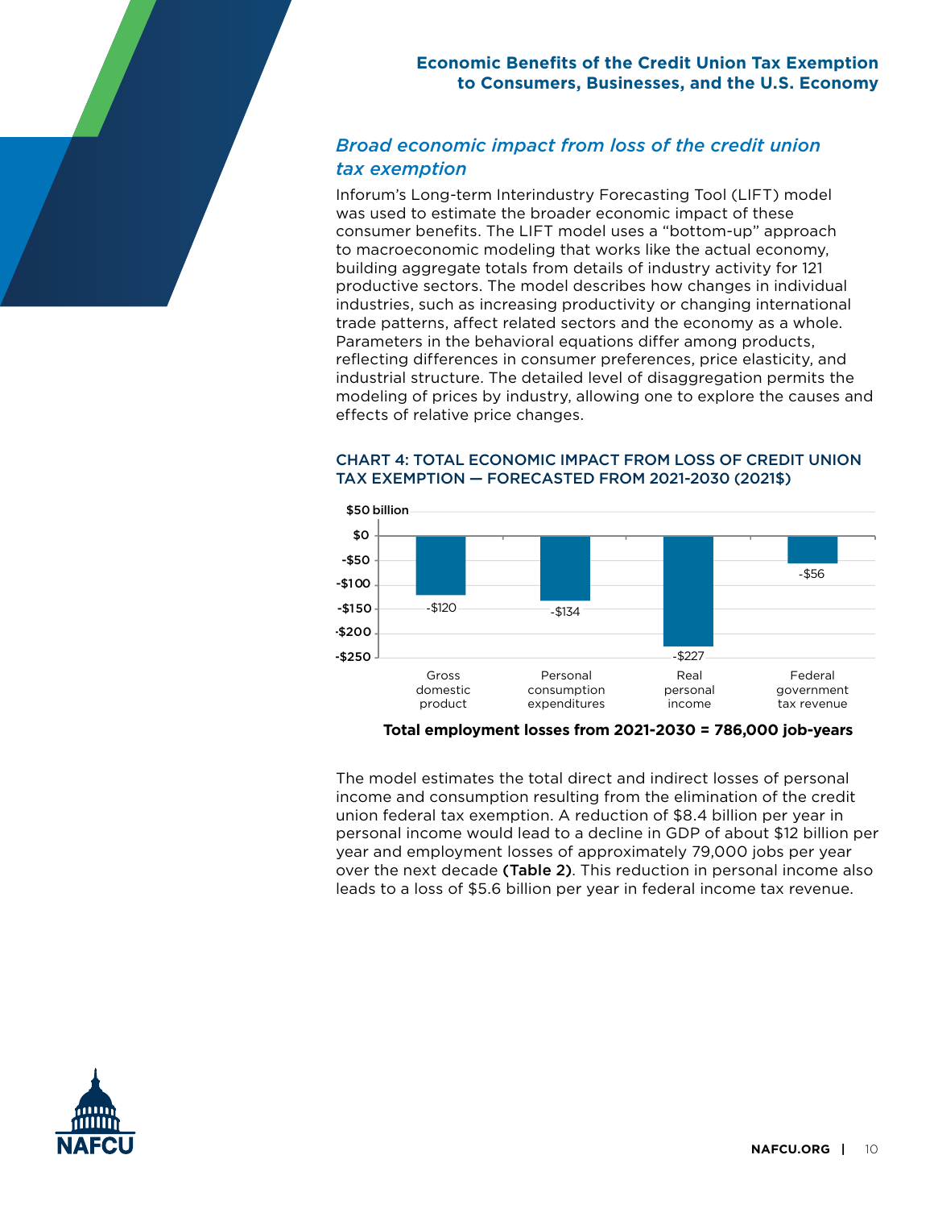## *Broad economic impact from loss of the credit union tax exemption*

Inforum's Long-term Interindustry Forecasting Tool (LIFT) model was used to estimate the broader economic impact of these consumer benefits. The LIFT model uses a "bottom-up" approach to macroeconomic modeling that works like the actual economy, building aggregate totals from details of industry activity for 121 productive sectors. The model describes how changes in individual industries, such as increasing productivity or changing international trade patterns, affect related sectors and the economy as a whole. Parameters in the behavioral equations differ among products, reflecting differences in consumer preferences, price elasticity, and industrial structure. The detailed level of disaggregation permits the modeling of prices by industry, allowing one to explore the causes and effects of relative price changes.

### CHART 4: TOTAL ECONOMIC IMPACT FROM LOSS OF CREDIT UNION TAX EXEMPTION — FORECASTED FROM 2021-2030 (2021$)

| | Gross domestic product | Personal consumption expenditures | Real personal income | Federal government tax revenue |
|---|---|---|---|---|
| $ billion | -$120 | -$134 | -$227 | -$56 |

**Total employment losses from 2021-2030 = 786,000 job-years**

The model estimates the total direct and indirect losses of personal income and consumption resulting from the elimination of the credit union federal tax exemption. A reduction of $8.4 billion per year in personal income would lead to a decline in GDP of about $12 billion per year and employment losses of approximately 79,000 jobs per year over the next decade **(Table 2)**. This reduction in personal income also leads to a loss of $5.6 billion per year in federal income tax revenue.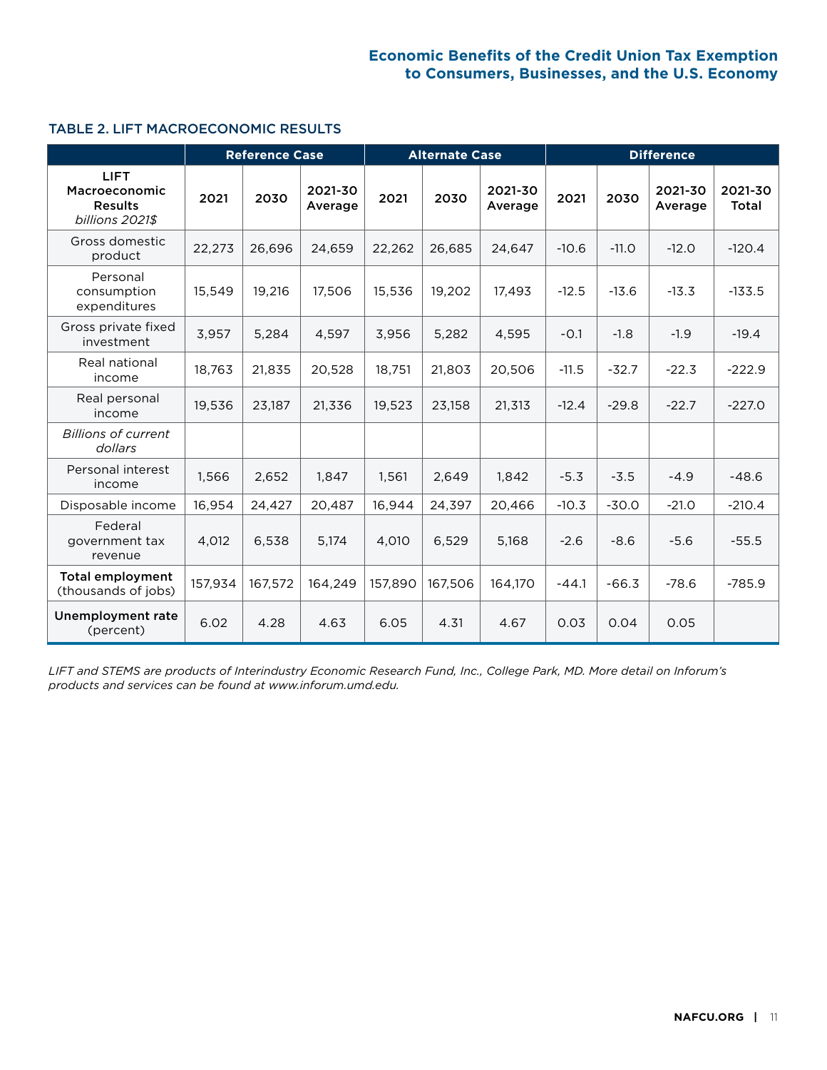### TABLE 2. LIFT MACROECONOMIC RESULTS

| | Reference Case | | | Alternate Case | | | Difference | | | |
|---|---|---|---|---|---|---|---|---|---|---|
| **LIFT Macroeconomic Results** *billions 2021$* | **2021** | **2030** | **2021-30 Average** | **2021** | **2030** | **2021-30 Average** | **2021** | **2030** | **2021-30 Average** | **2021-30 Total** |
| Gross domestic product | 22,273 | 26,696 | 24,659 | 22,262 | 26,685 | 24,647 | -10.6 | -11.0 | -12.0 | -120.4 |
| Personal consumption expenditures | 15,549 | 19,216 | 17,506 | 15,536 | 19,202 | 17,493 | -12.5 | -13.6 | -13.3 | -133.5 |
| Gross private fixed investment | 3,957 | 5,284 | 4,597 | 3,956 | 5,282 | 4,595 | -0.1 | -1.8 | -1.9 | -19.4 |
| Real national income | 18,763 | 21,835 | 20,528 | 18,751 | 21,803 | 20,506 | -11.5 | -32.7 | -22.3 | -222.9 |
| Real personal income | 19,536 | 23,187 | 21,336 | 19,523 | 23,158 | 21,313 | -12.4 | -29.8 | -22.7 | -227.0 |
| *Billions of current dollars* | | | | | | | | | | |
| Personal interest income | 1,566 | 2,652 | 1,847 | 1,561 | 2,649 | 1,842 | -5.3 | -3.5 | -4.9 | -48.6 |
| Disposable income | 16,954 | 24,427 | 20,487 | 16,944 | 24,397 | 20,466 | -10.3 | -30.0 | -21.0 | -210.4 |
| Federal government tax revenue | 4,012 | 6,538 | 5,174 | 4,010 | 6,529 | 5,168 | -2.6 | -8.6 | -5.6 | -55.5 |
| **Total employment** (thousands of jobs) | 157,934 | 167,572 | 164,249 | 157,890 | 167,506 | 164,170 | -44.1 | -66.3 | -78.6 | -785.9 |
| **Unemployment rate** (percent) | 6.02 | 4.28 | 4.63 | 6.05 | 4.31 | 4.67 | 0.03 | 0.04 | 0.05 | |

*LIFT and STEMS are products of Interindustry Economic Research Fund, Inc., College Park, MD. More detail on Inforum's products and services can be found at www.inforum.umd.edu.*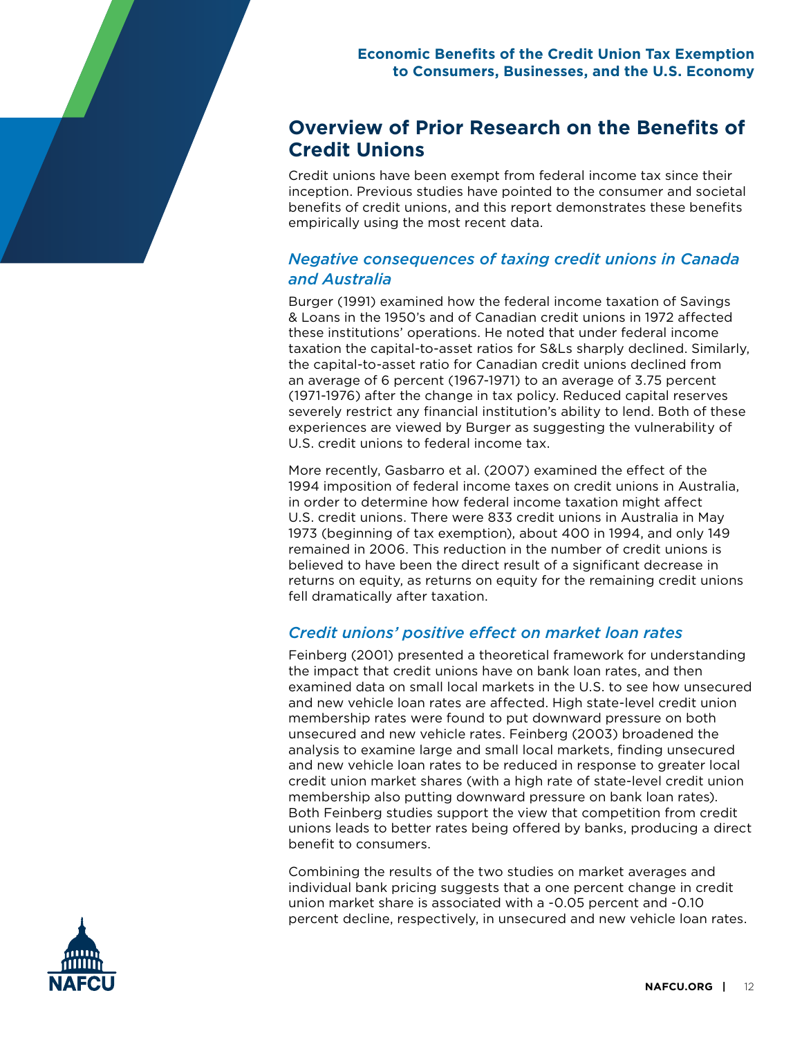## Overview of Prior Research on the Benefits of Credit Unions

Credit unions have been exempt from federal income tax since their inception. Previous studies have pointed to the consumer and societal benefits of credit unions, and this report demonstrates these benefits empirically using the most recent data.

### *Negative consequences of taxing credit unions in Canada and Australia*

Burger (1991) examined how the federal income taxation of Savings & Loans in the 1950's and of Canadian credit unions in 1972 affected these institutions' operations. He noted that under federal income taxation the capital-to-asset ratios for S&Ls sharply declined. Similarly, the capital-to-asset ratio for Canadian credit unions declined from an average of 6 percent (1967-1971) to an average of 3.75 percent (1971-1976) after the change in tax policy. Reduced capital reserves severely restrict any financial institution's ability to lend. Both of these experiences are viewed by Burger as suggesting the vulnerability of U.S. credit unions to federal income tax.

More recently, Gasbarro et al. (2007) examined the effect of the 1994 imposition of federal income taxes on credit unions in Australia, in order to determine how federal income taxation might affect U.S. credit unions. There were 833 credit unions in Australia in May 1973 (beginning of tax exemption), about 400 in 1994, and only 149 remained in 2006. This reduction in the number of credit unions is believed to have been the direct result of a significant decrease in returns on equity, as returns on equity for the remaining credit unions fell dramatically after taxation.

### *Credit unions' positive effect on market loan rates*

Feinberg (2001) presented a theoretical framework for understanding the impact that credit unions have on bank loan rates, and then examined data on small local markets in the U.S. to see how unsecured and new vehicle loan rates are affected. High state-level credit union membership rates were found to put downward pressure on both unsecured and new vehicle rates. Feinberg (2003) broadened the analysis to examine large and small local markets, finding unsecured and new vehicle loan rates to be reduced in response to greater local credit union market shares (with a high rate of state-level credit union membership also putting downward pressure on bank loan rates). Both Feinberg studies support the view that competition from credit unions leads to better rates being offered by banks, producing a direct benefit to consumers.

Combining the results of the two studies on market averages and individual bank pricing suggests that a one percent change in credit union market share is associated with a -0.05 percent and -0.10 percent decline, respectively, in unsecured and new vehicle loan rates.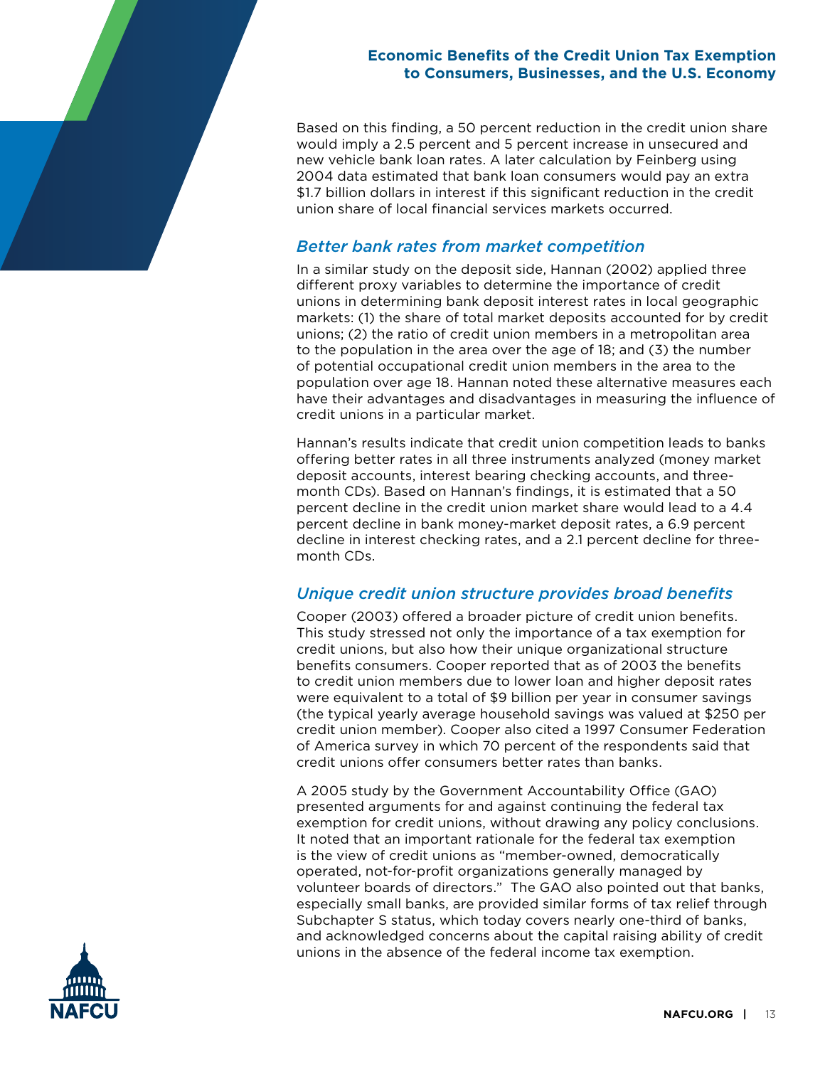Based on this finding, a 50 percent reduction in the credit union share would imply a 2.5 percent and 5 percent increase in unsecured and new vehicle bank loan rates. A later calculation by Feinberg using 2004 data estimated that bank loan consumers would pay an extra $1.7 billion dollars in interest if this significant reduction in the credit union share of local financial services markets occurred.

## *Better bank rates from market competition*

In a similar study on the deposit side, Hannan (2002) applied three different proxy variables to determine the importance of credit unions in determining bank deposit interest rates in local geographic markets: (1) the share of total market deposits accounted for by credit unions; (2) the ratio of credit union members in a metropolitan area to the population in the area over the age of 18; and (3) the number of potential occupational credit union members in the area to the population over age 18. Hannan noted these alternative measures each have their advantages and disadvantages in measuring the influence of credit unions in a particular market.

Hannan's results indicate that credit union competition leads to banks offering better rates in all three instruments analyzed (money market deposit accounts, interest bearing checking accounts, and three-month CDs). Based on Hannan's findings, it is estimated that a 50 percent decline in the credit union market share would lead to a 4.4 percent decline in bank money-market deposit rates, a 6.9 percent decline in interest checking rates, and a 2.1 percent decline for three-month CDs.

## *Unique credit union structure provides broad benefits*

Cooper (2003) offered a broader picture of credit union benefits. This study stressed not only the importance of a tax exemption for credit unions, but also how their unique organizational structure benefits consumers. Cooper reported that as of 2003 the benefits to credit union members due to lower loan and higher deposit rates were equivalent to a total of $9 billion per year in consumer savings (the typical yearly average household savings was valued at $250 per credit union member). Cooper also cited a 1997 Consumer Federation of America survey in which 70 percent of the respondents said that credit unions offer consumers better rates than banks.

A 2005 study by the Government Accountability Office (GAO) presented arguments for and against continuing the federal tax exemption for credit unions, without drawing any policy conclusions. It noted that an important rationale for the federal tax exemption is the view of credit unions as "member-owned, democratically operated, not-for-profit organizations generally managed by volunteer boards of directors." The GAO also pointed out that banks, especially small banks, are provided similar forms of tax relief through Subchapter S status, which today covers nearly one-third of banks, and acknowledged concerns about the capital raising ability of credit unions in the absence of the federal income tax exemption.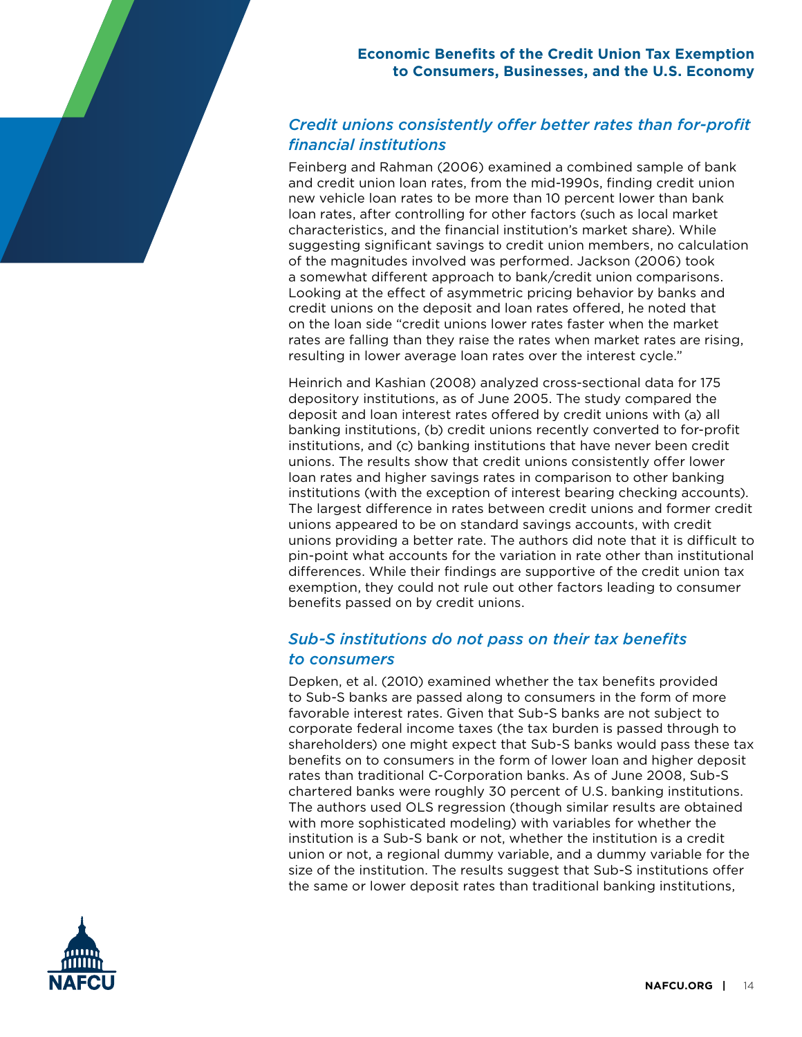### *Credit unions consistently offer better rates than for-profit financial institutions*

Feinberg and Rahman (2006) examined a combined sample of bank and credit union loan rates, from the mid-1990s, finding credit union new vehicle loan rates to be more than 10 percent lower than bank loan rates, after controlling for other factors (such as local market characteristics, and the financial institution's market share). While suggesting significant savings to credit union members, no calculation of the magnitudes involved was performed. Jackson (2006) took a somewhat different approach to bank/credit union comparisons. Looking at the effect of asymmetric pricing behavior by banks and credit unions on the deposit and loan rates offered, he noted that on the loan side "credit unions lower rates faster when the market rates are falling than they raise the rates when market rates are rising, resulting in lower average loan rates over the interest cycle."

Heinrich and Kashian (2008) analyzed cross-sectional data for 175 depository institutions, as of June 2005. The study compared the deposit and loan interest rates offered by credit unions with (a) all banking institutions, (b) credit unions recently converted to for-profit institutions, and (c) banking institutions that have never been credit unions. The results show that credit unions consistently offer lower loan rates and higher savings rates in comparison to other banking institutions (with the exception of interest bearing checking accounts). The largest difference in rates between credit unions and former credit unions appeared to be on standard savings accounts, with credit unions providing a better rate. The authors did note that it is difficult to pin-point what accounts for the variation in rate other than institutional differences. While their findings are supportive of the credit union tax exemption, they could not rule out other factors leading to consumer benefits passed on by credit unions.

### *Sub-S institutions do not pass on their tax benefits to consumers*

Depken, et al. (2010) examined whether the tax benefits provided to Sub-S banks are passed along to consumers in the form of more favorable interest rates. Given that Sub-S banks are not subject to corporate federal income taxes (the tax burden is passed through to shareholders) one might expect that Sub-S banks would pass these tax benefits on to consumers in the form of lower loan and higher deposit rates than traditional C-Corporation banks. As of June 2008, Sub-S chartered banks were roughly 30 percent of U.S. banking institutions. The authors used OLS regression (though similar results are obtained with more sophisticated modeling) with variables for whether the institution is a Sub-S bank or not, whether the institution is a credit union or not, a regional dummy variable, and a dummy variable for the size of the institution. The results suggest that Sub-S institutions offer the same or lower deposit rates than traditional banking institutions,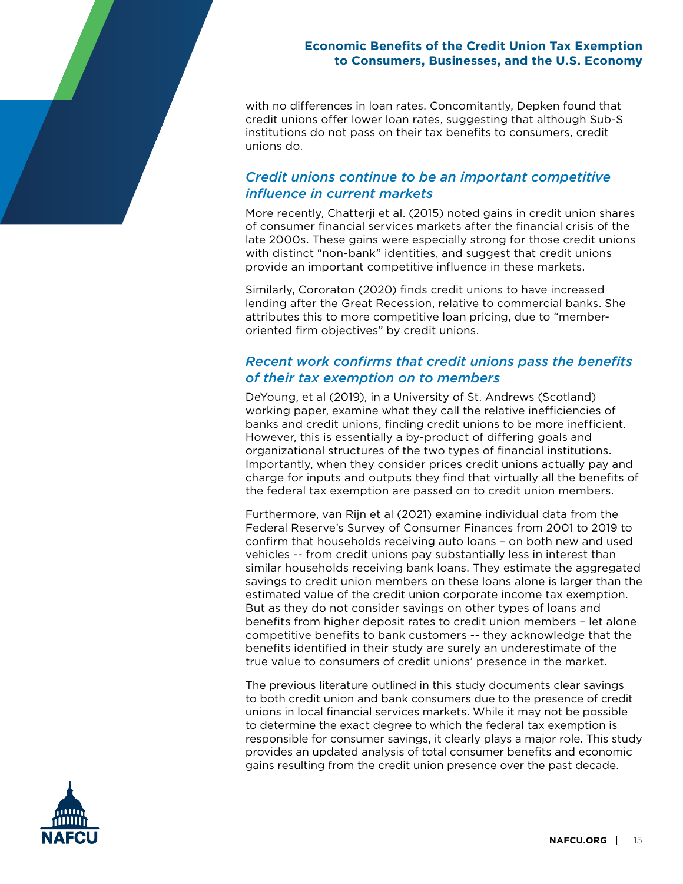with no differences in loan rates. Concomitantly, Depken found that credit unions offer lower loan rates, suggesting that although Sub-S institutions do not pass on their tax benefits to consumers, credit unions do.

### *Credit unions continue to be an important competitive influence in current markets*

More recently, Chatterji et al. (2015) noted gains in credit union shares of consumer financial services markets after the financial crisis of the late 2000s. These gains were especially strong for those credit unions with distinct "non-bank" identities, and suggest that credit unions provide an important competitive influence in these markets.

Similarly, Cororaton (2020) finds credit unions to have increased lending after the Great Recession, relative to commercial banks. She attributes this to more competitive loan pricing, due to "member-oriented firm objectives" by credit unions.

### *Recent work confirms that credit unions pass the benefits of their tax exemption on to members*

DeYoung, et al (2019), in a University of St. Andrews (Scotland) working paper, examine what they call the relative inefficiencies of banks and credit unions, finding credit unions to be more inefficient. However, this is essentially a by-product of differing goals and organizational structures of the two types of financial institutions. Importantly, when they consider prices credit unions actually pay and charge for inputs and outputs they find that virtually all the benefits of the federal tax exemption are passed on to credit union members.

Furthermore, van Rijn et al (2021) examine individual data from the Federal Reserve's Survey of Consumer Finances from 2001 to 2019 to confirm that households receiving auto loans – on both new and used vehicles -- from credit unions pay substantially less in interest than similar households receiving bank loans. They estimate the aggregated savings to credit union members on these loans alone is larger than the estimated value of the credit union corporate income tax exemption. But as they do not consider savings on other types of loans and benefits from higher deposit rates to credit union members – let alone competitive benefits to bank customers -- they acknowledge that the benefits identified in their study are surely an underestimate of the true value to consumers of credit unions' presence in the market.

The previous literature outlined in this study documents clear savings to both credit union and bank consumers due to the presence of credit unions in local financial services markets. While it may not be possible to determine the exact degree to which the federal tax exemption is responsible for consumer savings, it clearly plays a major role. This study provides an updated analysis of total consumer benefits and economic gains resulting from the credit union presence over the past decade.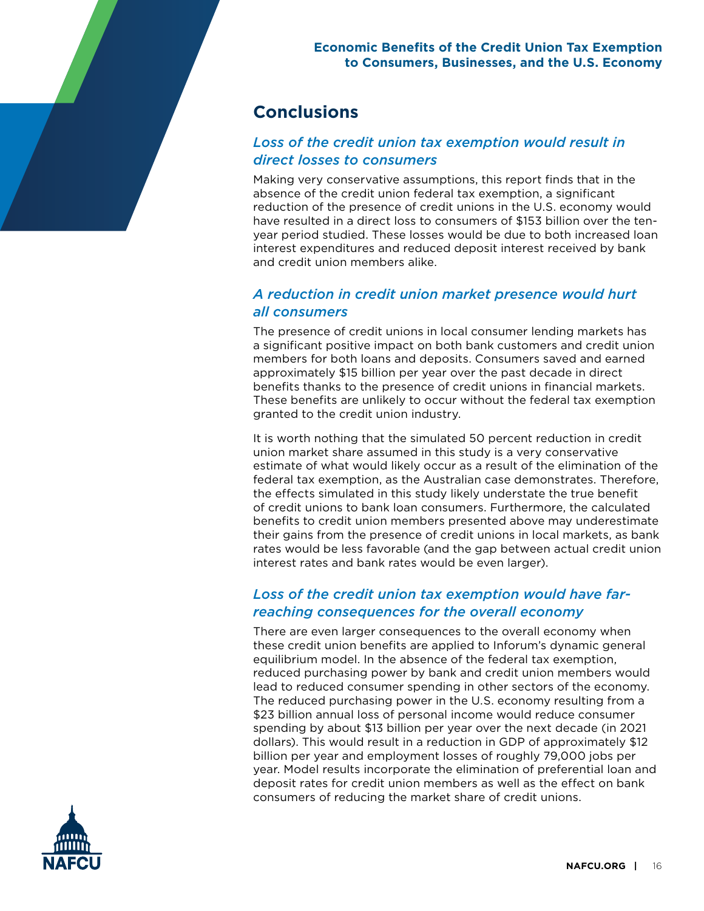## Conclusions

### *Loss of the credit union tax exemption would result in direct losses to consumers*

Making very conservative assumptions, this report finds that in the absence of the credit union federal tax exemption, a significant reduction of the presence of credit unions in the U.S. economy would have resulted in a direct loss to consumers of $153 billion over the ten-year period studied. These losses would be due to both increased loan interest expenditures and reduced deposit interest received by bank and credit union members alike.

### *A reduction in credit union market presence would hurt all consumers*

The presence of credit unions in local consumer lending markets has a significant positive impact on both bank customers and credit union members for both loans and deposits. Consumers saved and earned approximately $15 billion per year over the past decade in direct benefits thanks to the presence of credit unions in financial markets. These benefits are unlikely to occur without the federal tax exemption granted to the credit union industry.

It is worth nothing that the simulated 50 percent reduction in credit union market share assumed in this study is a very conservative estimate of what would likely occur as a result of the elimination of the federal tax exemption, as the Australian case demonstrates. Therefore, the effects simulated in this study likely understate the true benefit of credit unions to bank loan consumers. Furthermore, the calculated benefits to credit union members presented above may underestimate their gains from the presence of credit unions in local markets, as bank rates would be less favorable (and the gap between actual credit union interest rates and bank rates would be even larger).

### *Loss of the credit union tax exemption would have far-reaching consequences for the overall economy*

There are even larger consequences to the overall economy when these credit union benefits are applied to Inforum's dynamic general equilibrium model. In the absence of the federal tax exemption, reduced purchasing power by bank and credit union members would lead to reduced consumer spending in other sectors of the economy. The reduced purchasing power in the U.S. economy resulting from a $23 billion annual loss of personal income would reduce consumer spending by about $13 billion per year over the next decade (in 2021 dollars). This would result in a reduction in GDP of approximately $12 billion per year and employment losses of roughly 79,000 jobs per year. Model results incorporate the elimination of preferential loan and deposit rates for credit union members as well as the effect on bank consumers of reducing the market share of credit unions.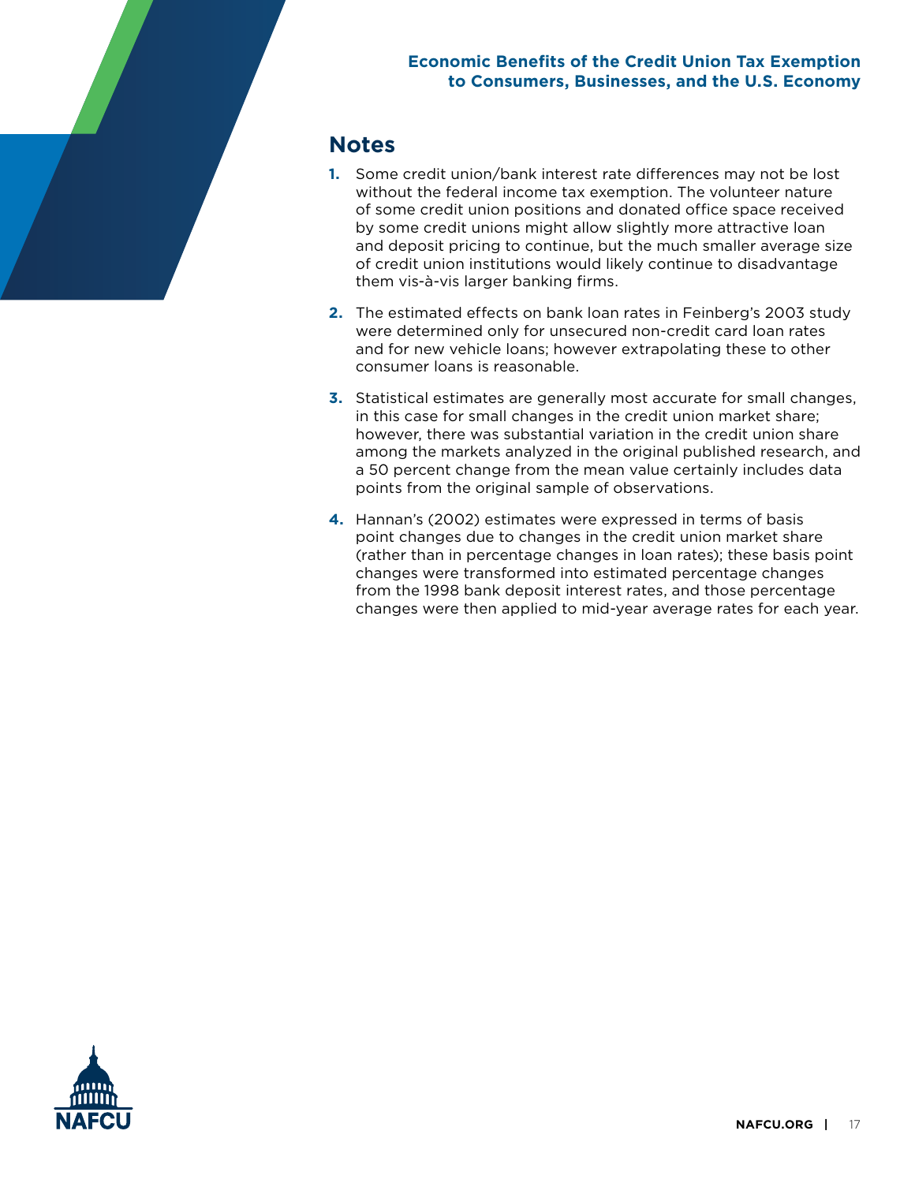## Notes

1. Some credit union/bank interest rate differences may not be lost without the federal income tax exemption. The volunteer nature of some credit union positions and donated office space received by some credit unions might allow slightly more attractive loan and deposit pricing to continue, but the much smaller average size of credit union institutions would likely continue to disadvantage them vis-à-vis larger banking firms.
2. The estimated effects on bank loan rates in Feinberg's 2003 study were determined only for unsecured non-credit card loan rates and for new vehicle loans; however extrapolating these to other consumer loans is reasonable.
3. Statistical estimates are generally most accurate for small changes, in this case for small changes in the credit union market share; however, there was substantial variation in the credit union share among the markets analyzed in the original published research, and a 50 percent change from the mean value certainly includes data points from the original sample of observations.
4. Hannan's (2002) estimates were expressed in terms of basis point changes due to changes in the credit union market share (rather than in percentage changes in loan rates); these basis point changes were transformed into estimated percentage changes from the 1998 bank deposit interest rates, and those percentage changes were then applied to mid-year average rates for each year.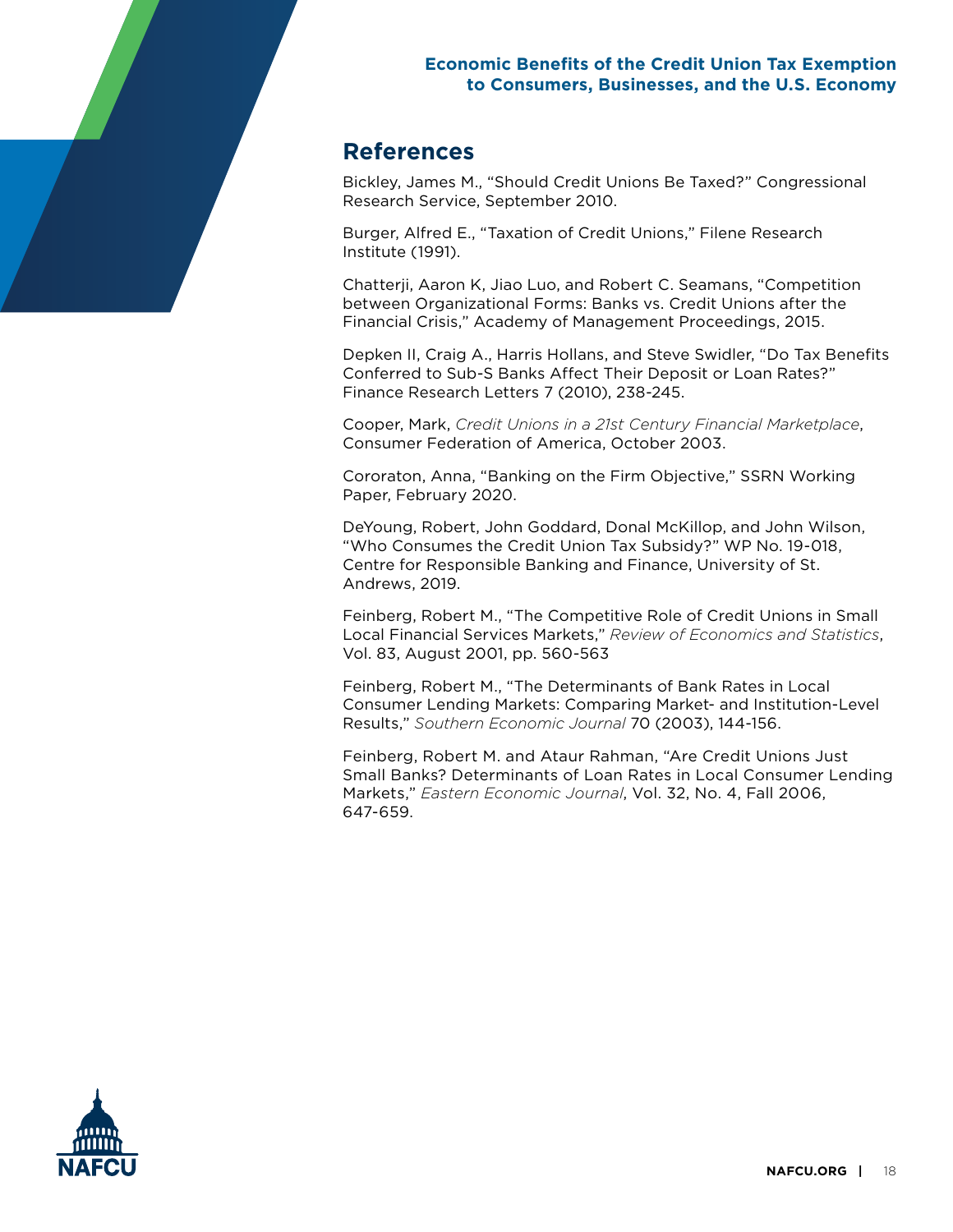## References

Bickley, James M., “Should Credit Unions Be Taxed?” Congressional Research Service, September 2010.

Burger, Alfred E., “Taxation of Credit Unions,” Filene Research Institute (1991).

Chatterji, Aaron K, Jiao Luo, and Robert C. Seamans, “Competition between Organizational Forms: Banks vs. Credit Unions after the Financial Crisis,” Academy of Management Proceedings, 2015.

Depken II, Craig A., Harris Hollans, and Steve Swidler, “Do Tax Benefits Conferred to Sub-S Banks Affect Their Deposit or Loan Rates?” Finance Research Letters 7 (2010), 238-245.

Cooper, Mark, *Credit Unions in a 21st Century Financial Marketplace*, Consumer Federation of America, October 2003.

Cororaton, Anna, “Banking on the Firm Objective,” SSRN Working Paper, February 2020.

DeYoung, Robert, John Goddard, Donal McKillop, and John Wilson, “Who Consumes the Credit Union Tax Subsidy?” WP No. 19-018, Centre for Responsible Banking and Finance, University of St. Andrews, 2019.

Feinberg, Robert M., “The Competitive Role of Credit Unions in Small Local Financial Services Markets,” *Review of Economics and Statistics*, Vol. 83, August 2001, pp. 560-563

Feinberg, Robert M., “The Determinants of Bank Rates in Local Consumer Lending Markets: Comparing Market- and Institution-Level Results,” *Southern Economic Journal* 70 (2003), 144-156.

Feinberg, Robert M. and Ataur Rahman, “Are Credit Unions Just Small Banks? Determinants of Loan Rates in Local Consumer Lending Markets,” *Eastern Economic Journal*, Vol. 32, No. 4, Fall 2006, 647-659.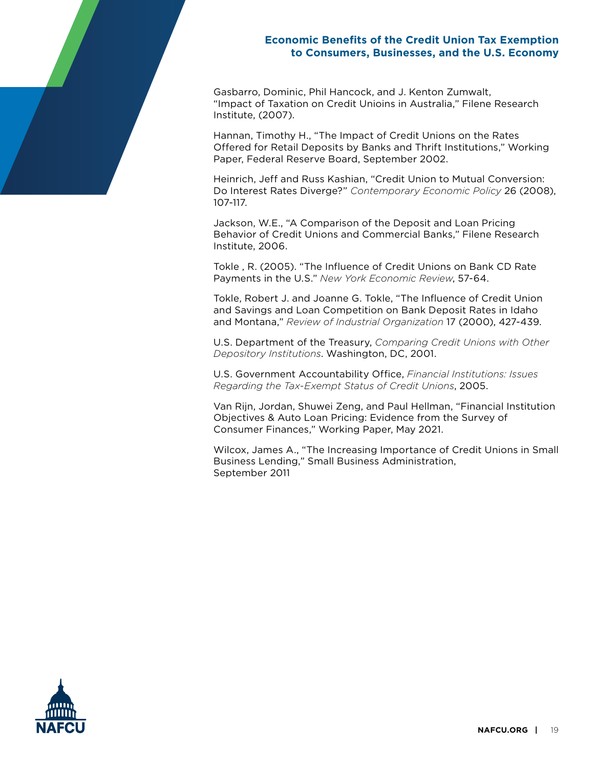Gasbarro, Dominic, Phil Hancock, and J. Kenton Zumwalt, "Impact of Taxation on Credit Unioins in Australia," Filene Research Institute, (2007).

Hannan, Timothy H., "The Impact of Credit Unions on the Rates Offered for Retail Deposits by Banks and Thrift Institutions," Working Paper, Federal Reserve Board, September 2002.

Heinrich, Jeff and Russ Kashian, "Credit Union to Mutual Conversion: Do Interest Rates Diverge?" *Contemporary Economic Policy* 26 (2008), 107-117.

Jackson, W.E., "A Comparison of the Deposit and Loan Pricing Behavior of Credit Unions and Commercial Banks," Filene Research Institute, 2006.

Tokle , R. (2005). "The Influence of Credit Unions on Bank CD Rate Payments in the U.S." *New York Economic Review*, 57-64.

Tokle, Robert J. and Joanne G. Tokle, "The Influence of Credit Union and Savings and Loan Competition on Bank Deposit Rates in Idaho and Montana," *Review of Industrial Organization* 17 (2000), 427-439.

U.S. Department of the Treasury, *Comparing Credit Unions with Other Depository Institutions*. Washington, DC, 2001.

U.S. Government Accountability Office, *Financial Institutions: Issues Regarding the Tax-Exempt Status of Credit Unions*, 2005.

Van Rijn, Jordan, Shuwei Zeng, and Paul Hellman, "Financial Institution Objectives & Auto Loan Pricing: Evidence from the Survey of Consumer Finances," Working Paper, May 2021.

Wilcox, James A., "The Increasing Importance of Credit Unions in Small Business Lending," Small Business Administration, September 2011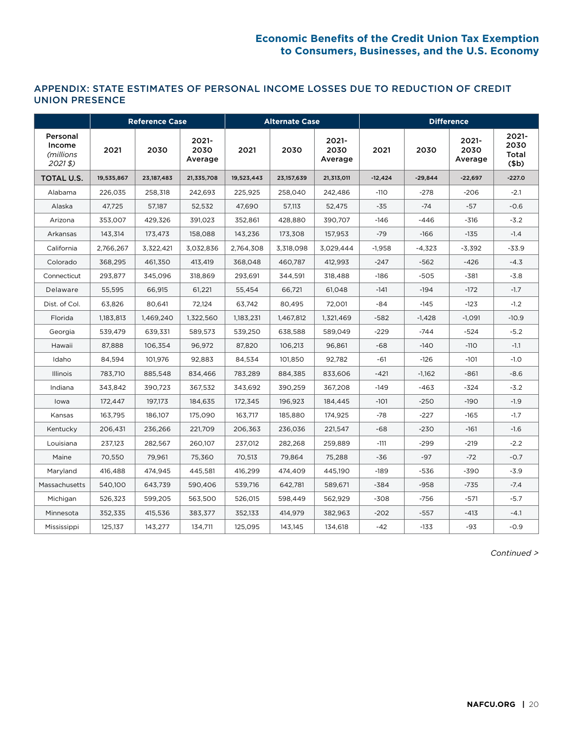## APPENDIX: STATE ESTIMATES OF PERSONAL INCOME LOSSES DUE TO REDUCTION OF CREDIT UNION PRESENCE

| | Reference Case | | | Alternate Case | | | Difference | | | |
|---|---|---|---|---|---|---|---|---|---|---|
| Personal Income *(millions 2021 $)* | 2021 | 2030 | 2021-2030 Average | 2021 | 2030 | 2021-2030 Average | 2021 | 2030 | 2021-2030 Average | 2021-2030 Total ($b) |
| **TOTAL U.S.** | **19,535,867** | **23,187,483** | **21,335,708** | **19,523,443** | **23,157,639** | **21,313,011** | **-12,424** | **-29,844** | **-22,697** | **-227.0** |
| Alabama | 226,035 | 258,318 | 242,693 | 225,925 | 258,040 | 242,486 | -110 | -278 | -206 | -2.1 |
| Alaska | 47,725 | 57,187 | 52,532 | 47,690 | 57,113 | 52,475 | -35 | -74 | -57 | -0.6 |
| Arizona | 353,007 | 429,326 | 391,023 | 352,861 | 428,880 | 390,707 | -146 | -446 | -316 | -3.2 |
| Arkansas | 143,314 | 173,473 | 158,088 | 143,236 | 173,308 | 157,953 | -79 | -166 | -135 | -1.4 |
| California | 2,766,267 | 3,322,421 | 3,032,836 | 2,764,308 | 3,318,098 | 3,029,444 | -1,958 | -4,323 | -3,392 | -33.9 |
| Colorado | 368,295 | 461,350 | 413,419 | 368,048 | 460,787 | 412,993 | -247 | -562 | -426 | -4.3 |
| Connecticut | 293,877 | 345,096 | 318,869 | 293,691 | 344,591 | 318,488 | -186 | -505 | -381 | -3.8 |
| Delaware | 55,595 | 66,915 | 61,221 | 55,454 | 66,721 | 61,048 | -141 | -194 | -172 | -1.7 |
| Dist. of Col. | 63,826 | 80,641 | 72,124 | 63,742 | 80,495 | 72,001 | -84 | -145 | -123 | -1.2 |
| Florida | 1,183,813 | 1,469,240 | 1,322,560 | 1,183,231 | 1,467,812 | 1,321,469 | -582 | -1,428 | -1,091 | -10.9 |
| Georgia | 539,479 | 639,331 | 589,573 | 539,250 | 638,588 | 589,049 | -229 | -744 | -524 | -5.2 |
| Hawaii | 87,888 | 106,354 | 96,972 | 87,820 | 106,213 | 96,861 | -68 | -140 | -110 | -1.1 |
| Idaho | 84,594 | 101,976 | 92,883 | 84,534 | 101,850 | 92,782 | -61 | -126 | -101 | -1.0 |
| Illinois | 783,710 | 885,548 | 834,466 | 783,289 | 884,385 | 833,606 | -421 | -1,162 | -861 | -8.6 |
| Indiana | 343,842 | 390,723 | 367,532 | 343,692 | 390,259 | 367,208 | -149 | -463 | -324 | -3.2 |
| Iowa | 172,447 | 197,173 | 184,635 | 172,345 | 196,923 | 184,445 | -101 | -250 | -190 | -1.9 |
| Kansas | 163,795 | 186,107 | 175,090 | 163,717 | 185,880 | 174,925 | -78 | -227 | -165 | -1.7 |
| Kentucky | 206,431 | 236,266 | 221,709 | 206,363 | 236,036 | 221,547 | -68 | -230 | -161 | -1.6 |
| Louisiana | 237,123 | 282,567 | 260,107 | 237,012 | 282,268 | 259,889 | -111 | -299 | -219 | -2.2 |
| Maine | 70,550 | 79,961 | 75,360 | 70,513 | 79,864 | 75,288 | -36 | -97 | -72 | -0.7 |
| Maryland | 416,488 | 474,945 | 445,581 | 416,299 | 474,409 | 445,190 | -189 | -536 | -390 | -3.9 |
| Massachusetts | 540,100 | 643,739 | 590,406 | 539,716 | 642,781 | 589,671 | -384 | -958 | -735 | -7.4 |
| Michigan | 526,323 | 599,205 | 563,500 | 526,015 | 598,449 | 562,929 | -308 | -756 | -571 | -5.7 |
| Minnesota | 352,335 | 415,536 | 383,377 | 352,133 | 414,979 | 382,963 | -202 | -557 | -413 | -4.1 |
| Mississippi | 125,137 | 143,277 | 134,711 | 125,095 | 143,145 | 134,618 | -42 | -133 | -93 | -0.9 |

*Continued >*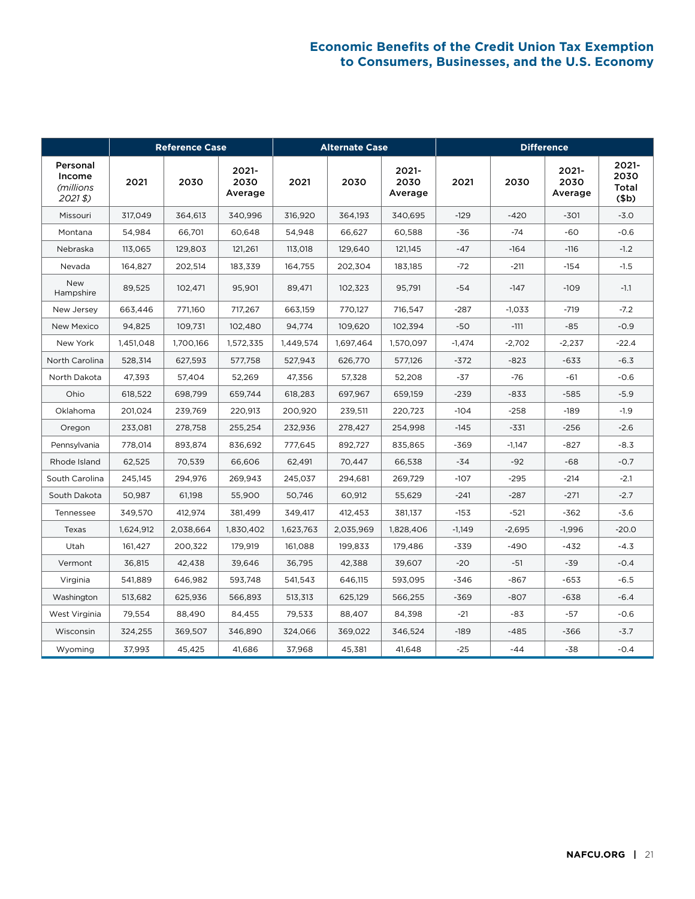| | Reference Case | | | Alternate Case | | | Difference | | | |
|---|---|---|---|---|---|---|---|---|---|---|
| Personal Income *(millions 2021 $)* | 2021 | 2030 | 2021-2030 Average | 2021 | 2030 | 2021-2030 Average | 2021 | 2030 | 2021-2030 Average | 2021-2030 Total ($b) |
| Missouri | 317,049 | 364,613 | 340,996 | 316,920 | 364,193 | 340,695 | -129 | -420 | -301 | -3.0 |
| Montana | 54,984 | 66,701 | 60,648 | 54,948 | 66,627 | 60,588 | -36 | -74 | -60 | -0.6 |
| Nebraska | 113,065 | 129,803 | 121,261 | 113,018 | 129,640 | 121,145 | -47 | -164 | -116 | -1.2 |
| Nevada | 164,827 | 202,514 | 183,339 | 164,755 | 202,304 | 183,185 | -72 | -211 | -154 | -1.5 |
| New Hampshire | 89,525 | 102,471 | 95,901 | 89,471 | 102,323 | 95,791 | -54 | -147 | -109 | -1.1 |
| New Jersey | 663,446 | 771,160 | 717,267 | 663,159 | 770,127 | 716,547 | -287 | -1,033 | -719 | -7.2 |
| New Mexico | 94,825 | 109,731 | 102,480 | 94,774 | 109,620 | 102,394 | -50 | -111 | -85 | -0.9 |
| New York | 1,451,048 | 1,700,166 | 1,572,335 | 1,449,574 | 1,697,464 | 1,570,097 | -1,474 | -2,702 | -2,237 | -22.4 |
| North Carolina | 528,314 | 627,593 | 577,758 | 527,943 | 626,770 | 577,126 | -372 | -823 | -633 | -6.3 |
| North Dakota | 47,393 | 57,404 | 52,269 | 47,356 | 57,328 | 52,208 | -37 | -76 | -61 | -0.6 |
| Ohio | 618,522 | 698,799 | 659,744 | 618,283 | 697,967 | 659,159 | -239 | -833 | -585 | -5.9 |
| Oklahoma | 201,024 | 239,769 | 220,913 | 200,920 | 239,511 | 220,723 | -104 | -258 | -189 | -1.9 |
| Oregon | 233,081 | 278,758 | 255,254 | 232,936 | 278,427 | 254,998 | -145 | -331 | -256 | -2.6 |
| Pennsylvania | 778,014 | 893,874 | 836,692 | 777,645 | 892,727 | 835,865 | -369 | -1,147 | -827 | -8.3 |
| Rhode Island | 62,525 | 70,539 | 66,606 | 62,491 | 70,447 | 66,538 | -34 | -92 | -68 | -0.7 |
| South Carolina | 245,145 | 294,976 | 269,943 | 245,037 | 294,681 | 269,729 | -107 | -295 | -214 | -2.1 |
| South Dakota | 50,987 | 61,198 | 55,900 | 50,746 | 60,912 | 55,629 | -241 | -287 | -271 | -2.7 |
| Tennessee | 349,570 | 412,974 | 381,499 | 349,417 | 412,453 | 381,137 | -153 | -521 | -362 | -3.6 |
| Texas | 1,624,912 | 2,038,664 | 1,830,402 | 1,623,763 | 2,035,969 | 1,828,406 | -1,149 | -2,695 | -1,996 | -20.0 |
| Utah | 161,427 | 200,322 | 179,919 | 161,088 | 199,833 | 179,486 | -339 | -490 | -432 | -4.3 |
| Vermont | 36,815 | 42,438 | 39,646 | 36,795 | 42,388 | 39,607 | -20 | -51 | -39 | -0.4 |
| Virginia | 541,889 | 646,982 | 593,748 | 541,543 | 646,115 | 593,095 | -346 | -867 | -653 | -6.5 |
| Washington | 513,682 | 625,936 | 566,893 | 513,313 | 625,129 | 566,255 | -369 | -807 | -638 | -6.4 |
| West Virginia | 79,554 | 88,490 | 84,455 | 79,533 | 88,407 | 84,398 | -21 | -83 | -57 | -0.6 |
| Wisconsin | 324,255 | 369,507 | 346,890 | 324,066 | 369,022 | 346,524 | -189 | -485 | -366 | -3.7 |
| Wyoming | 37,993 | 45,425 | 41,686 | 37,968 | 45,381 | 41,648 | -25 | -44 | -38 | -0.4 |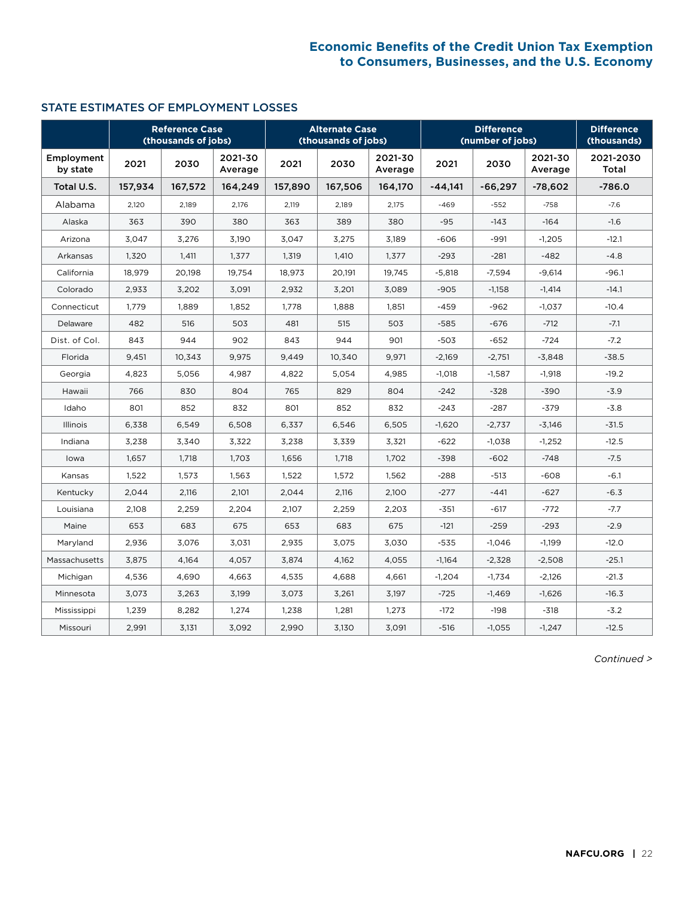## STATE ESTIMATES OF EMPLOYMENT LOSSES

| | Reference Case (thousands of jobs) | | | Alternate Case (thousands of jobs) | | | Difference (number of jobs) | | | Difference (thousands) |
|---|---|---|---|---|---|---|---|---|---|---|
| Employment by state | 2021 | 2030 | 2021-30 Average | 2021 | 2030 | 2021-30 Average | 2021 | 2030 | 2021-30 Average | 2021-2030 Total |
| **Total U.S.** | **157,934** | **167,572** | **164,249** | **157,890** | **167,506** | **164,170** | **-44,141** | **-66,297** | **-78,602** | **-786.0** |
| Alabama | 2,120 | 2,189 | 2,176 | 2,119 | 2,189 | 2,175 | -469 | -552 | -758 | -7.6 |
| Alaska | 363 | 390 | 380 | 363 | 389 | 380 | -95 | -143 | -164 | -1.6 |
| Arizona | 3,047 | 3,276 | 3,190 | 3,047 | 3,275 | 3,189 | -606 | -991 | -1,205 | -12.1 |
| Arkansas | 1,320 | 1,411 | 1,377 | 1,319 | 1,410 | 1,377 | -293 | -281 | -482 | -4.8 |
| California | 18,979 | 20,198 | 19,754 | 18,973 | 20,191 | 19,745 | -5,818 | -7,594 | -9,614 | -96.1 |
| Colorado | 2,933 | 3,202 | 3,091 | 2,932 | 3,201 | 3,089 | -905 | -1,158 | -1,414 | -14.1 |
| Connecticut | 1,779 | 1,889 | 1,852 | 1,778 | 1,888 | 1,851 | -459 | -962 | -1,037 | -10.4 |
| Delaware | 482 | 516 | 503 | 481 | 515 | 503 | -585 | -676 | -712 | -7.1 |
| Dist. of Col. | 843 | 944 | 902 | 843 | 944 | 901 | -503 | -652 | -724 | -7.2 |
| Florida | 9,451 | 10,343 | 9,975 | 9,449 | 10,340 | 9,971 | -2,169 | -2,751 | -3,848 | -38.5 |
| Georgia | 4,823 | 5,056 | 4,987 | 4,822 | 5,054 | 4,985 | -1,018 | -1,587 | -1,918 | -19.2 |
| Hawaii | 766 | 830 | 804 | 765 | 829 | 804 | -242 | -328 | -390 | -3.9 |
| Idaho | 801 | 852 | 832 | 801 | 852 | 832 | -243 | -287 | -379 | -3.8 |
| Illinois | 6,338 | 6,549 | 6,508 | 6,337 | 6,546 | 6,505 | -1,620 | -2,737 | -3,146 | -31.5 |
| Indiana | 3,238 | 3,340 | 3,322 | 3,238 | 3,339 | 3,321 | -622 | -1,038 | -1,252 | -12.5 |
| Iowa | 1,657 | 1,718 | 1,703 | 1,656 | 1,718 | 1,702 | -398 | -602 | -748 | -7.5 |
| Kansas | 1,522 | 1,573 | 1,563 | 1,522 | 1,572 | 1,562 | -288 | -513 | -608 | -6.1 |
| Kentucky | 2,044 | 2,116 | 2,101 | 2,044 | 2,116 | 2,100 | -277 | -441 | -627 | -6.3 |
| Louisiana | 2,108 | 2,259 | 2,204 | 2,107 | 2,259 | 2,203 | -351 | -617 | -772 | -7.7 |
| Maine | 653 | 683 | 675 | 653 | 683 | 675 | -121 | -259 | -293 | -2.9 |
| Maryland | 2,936 | 3,076 | 3,031 | 2,935 | 3,075 | 3,030 | -535 | -1,046 | -1,199 | -12.0 |
| Massachusetts | 3,875 | 4,164 | 4,057 | 3,874 | 4,162 | 4,055 | -1,164 | -2,328 | -2,508 | -25.1 |
| Michigan | 4,536 | 4,690 | 4,663 | 4,535 | 4,688 | 4,661 | -1,204 | -1,734 | -2,126 | -21.3 |
| Minnesota | 3,073 | 3,263 | 3,199 | 3,073 | 3,261 | 3,197 | -725 | -1,469 | -1,626 | -16.3 |
| Mississippi | 1,239 | 8,282 | 1,274 | 1,238 | 1,281 | 1,273 | -172 | -198 | -318 | -3.2 |
| Missouri | 2,991 | 3,131 | 3,092 | 2,990 | 3,130 | 3,091 | -516 | -1,055 | -1,247 | -12.5 |

*Continued >*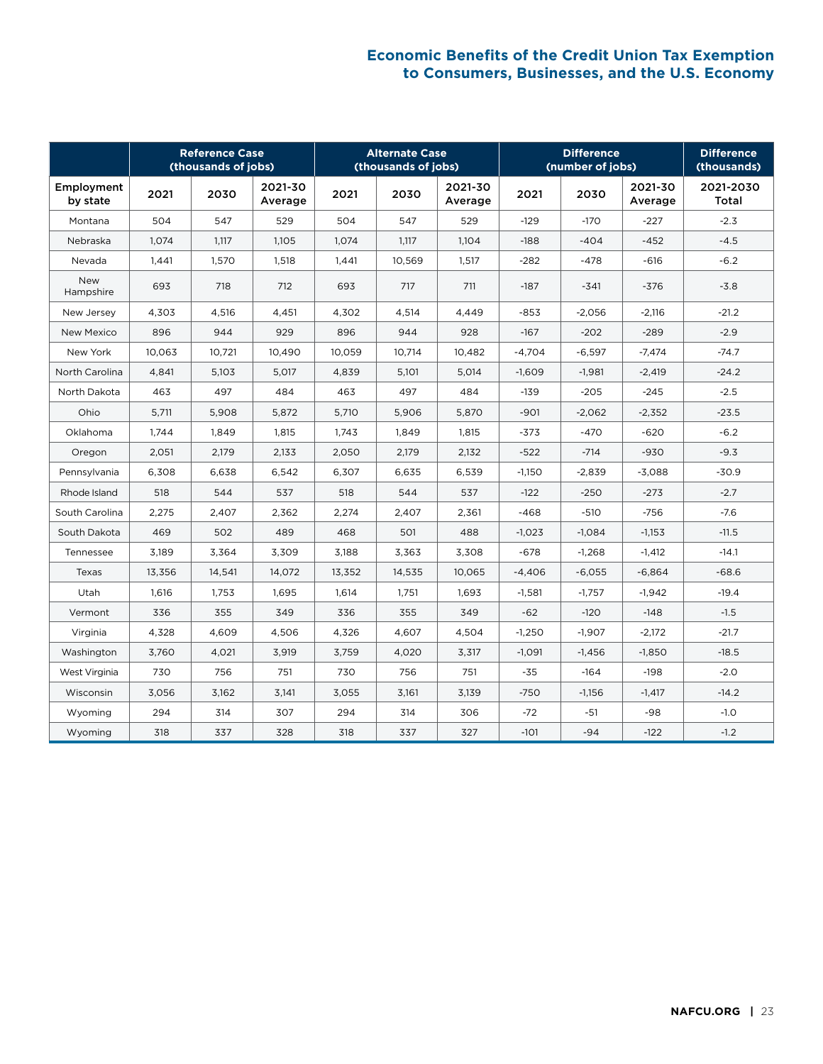| | Reference Case (thousands of jobs) | | | Alternate Case (thousands of jobs) | | | Difference (number of jobs) | | | Difference (thousands) |
|---|---|---|---|---|---|---|---|---|---|---|
| Employment by state | 2021 | 2030 | 2021-30 Average | 2021 | 2030 | 2021-30 Average | 2021 | 2030 | 2021-30 Average | 2021-2030 Total |
| Montana | 504 | 547 | 529 | 504 | 547 | 529 | -129 | -170 | -227 | -2.3 |
| Nebraska | 1,074 | 1,117 | 1,105 | 1,074 | 1,117 | 1,104 | -188 | -404 | -452 | -4.5 |
| Nevada | 1,441 | 1,570 | 1,518 | 1,441 | 10,569 | 1,517 | -282 | -478 | -616 | -6.2 |
| New Hampshire | 693 | 718 | 712 | 693 | 717 | 711 | -187 | -341 | -376 | -3.8 |
| New Jersey | 4,303 | 4,516 | 4,451 | 4,302 | 4,514 | 4,449 | -853 | -2,056 | -2,116 | -21.2 |
| New Mexico | 896 | 944 | 929 | 896 | 944 | 928 | -167 | -202 | -289 | -2.9 |
| New York | 10,063 | 10,721 | 10,490 | 10,059 | 10,714 | 10,482 | -4,704 | -6,597 | -7,474 | -74.7 |
| North Carolina | 4,841 | 5,103 | 5,017 | 4,839 | 5,101 | 5,014 | -1,609 | -1,981 | -2,419 | -24.2 |
| North Dakota | 463 | 497 | 484 | 463 | 497 | 484 | -139 | -205 | -245 | -2.5 |
| Ohio | 5,711 | 5,908 | 5,872 | 5,710 | 5,906 | 5,870 | -901 | -2,062 | -2,352 | -23.5 |
| Oklahoma | 1,744 | 1,849 | 1,815 | 1,743 | 1,849 | 1,815 | -373 | -470 | -620 | -6.2 |
| Oregon | 2,051 | 2,179 | 2,133 | 2,050 | 2,179 | 2,132 | -522 | -714 | -930 | -9.3 |
| Pennsylvania | 6,308 | 6,638 | 6,542 | 6,307 | 6,635 | 6,539 | -1,150 | -2,839 | -3,088 | -30.9 |
| Rhode Island | 518 | 544 | 537 | 518 | 544 | 537 | -122 | -250 | -273 | -2.7 |
| South Carolina | 2,275 | 2,407 | 2,362 | 2,274 | 2,407 | 2,361 | -468 | -510 | -756 | -7.6 |
| South Dakota | 469 | 502 | 489 | 468 | 501 | 488 | -1,023 | -1,084 | -1,153 | -11.5 |
| Tennessee | 3,189 | 3,364 | 3,309 | 3,188 | 3,363 | 3,308 | -678 | -1,268 | -1,412 | -14.1 |
| Texas | 13,356 | 14,541 | 14,072 | 13,352 | 14,535 | 10,065 | -4,406 | -6,055 | -6,864 | -68.6 |
| Utah | 1,616 | 1,753 | 1,695 | 1,614 | 1,751 | 1,693 | -1,581 | -1,757 | -1,942 | -19.4 |
| Vermont | 336 | 355 | 349 | 336 | 355 | 349 | -62 | -120 | -148 | -1.5 |
| Virginia | 4,328 | 4,609 | 4,506 | 4,326 | 4,607 | 4,504 | -1,250 | -1,907 | -2,172 | -21.7 |
| Washington | 3,760 | 4,021 | 3,919 | 3,759 | 4,020 | 3,317 | -1,091 | -1,456 | -1,850 | -18.5 |
| West Virginia | 730 | 756 | 751 | 730 | 756 | 751 | -35 | -164 | -198 | -2.0 |
| Wisconsin | 3,056 | 3,162 | 3,141 | 3,055 | 3,161 | 3,139 | -750 | -1,156 | -1,417 | -14.2 |
| Wyoming | 294 | 314 | 307 | 294 | 314 | 306 | -72 | -51 | -98 | -1.0 |
| Wyoming | 318 | 337 | 328 | 318 | 337 | 327 | -101 | -94 | -122 | -1.2 |